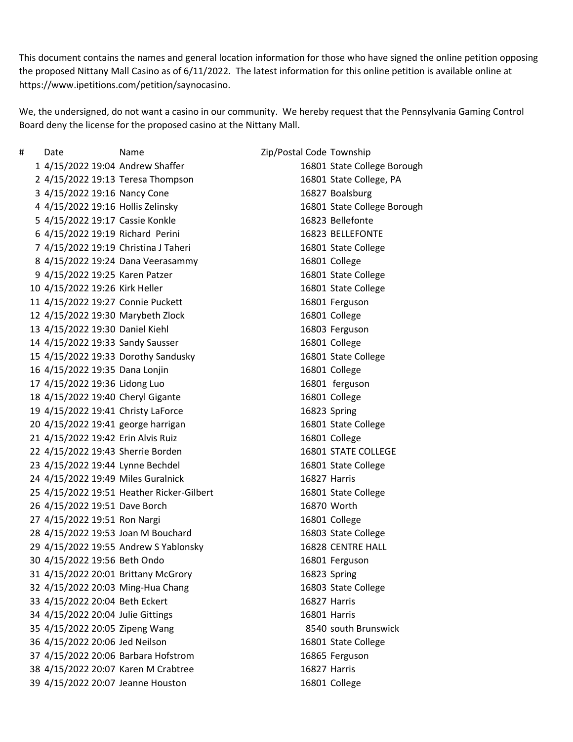This document contains the names and general location information for those who have signed the online petition opposing the proposed Nittany Mall Casino as of 6/11/2022. The latest information for this online petition is available online at https://www.ipetitions.com/petition/saynocasino.

We, the undersigned, do not want a casino in our community. We hereby request that the Pennsylvania Gaming Control Board deny the license for the proposed casino at the Nittany Mall.

| # | Date | Name | Zip/Postal Code | Township |
|---|---|---|---|---|
| 1 | 4/15/2022 19:04 | Andrew Shaffer | 16801 | State College Borough |
| 2 | 4/15/2022 19:13 | Teresa Thompson | 16801 | State College, PA |
| 3 | 4/15/2022 19:16 | Nancy Cone | 16827 | Boalsburg |
| 4 | 4/15/2022 19:16 | Hollis Zelinsky | 16801 | State College Borough |
| 5 | 4/15/2022 19:17 | Cassie Konkle | 16823 | Bellefonte |
| 6 | 4/15/2022 19:19 | Richard Perini | 16823 | BELLEFONTE |
| 7 | 4/15/2022 19:19 | Christina J Taheri | 16801 | State College |
| 8 | 4/15/2022 19:24 | Dana Veerasammy | 16801 | College |
| 9 | 4/15/2022 19:25 | Karen Patzer | 16801 | State College |
| 10 | 4/15/2022 19:26 | Kirk Heller | 16801 | State College |
| 11 | 4/15/2022 19:27 | Connie Puckett | 16801 | Ferguson |
| 12 | 4/15/2022 19:30 | Marybeth Zlock | 16801 | College |
| 13 | 4/15/2022 19:30 | Daniel Kiehl | 16803 | Ferguson |
| 14 | 4/15/2022 19:33 | Sandy Sausser | 16801 | College |
| 15 | 4/15/2022 19:33 | Dorothy Sandusky | 16801 | State College |
| 16 | 4/15/2022 19:35 | Dana Lonjin | 16801 | College |
| 17 | 4/15/2022 19:36 | Lidong Luo | 16801 | ferguson |
| 18 | 4/15/2022 19:40 | Cheryl Gigante | 16801 | College |
| 19 | 4/15/2022 19:41 | Christy LaForce | 16823 | Spring |
| 20 | 4/15/2022 19:41 | george harrigan | 16801 | State College |
| 21 | 4/15/2022 19:42 | Erin Alvis Ruiz | 16801 | College |
| 22 | 4/15/2022 19:43 | Sherrie Borden | 16801 | STATE COLLEGE |
| 23 | 4/15/2022 19:44 | Lynne Bechdel | 16801 | State College |
| 24 | 4/15/2022 19:49 | Miles Guralnick | 16827 | Harris |
| 25 | 4/15/2022 19:51 | Heather Ricker-Gilbert | 16801 | State College |
| 26 | 4/15/2022 19:51 | Dave Borch | 16870 | Worth |
| 27 | 4/15/2022 19:51 | Ron Nargi | 16801 | College |
| 28 | 4/15/2022 19:53 | Joan M Bouchard | 16803 | State College |
| 29 | 4/15/2022 19:55 | Andrew S Yablonsky | 16828 | CENTRE HALL |
| 30 | 4/15/2022 19:56 | Beth Ondo | 16801 | Ferguson |
| 31 | 4/15/2022 20:01 | Brittany McGrory | 16823 | Spring |
| 32 | 4/15/2022 20:03 | Ming-Hua Chang | 16803 | State College |
| 33 | 4/15/2022 20:04 | Beth Eckert | 16827 | Harris |
| 34 | 4/15/2022 20:04 | Julie Gittings | 16801 | Harris |
| 35 | 4/15/2022 20:05 | Zipeng Wang | 8540 | south Brunswick |
| 36 | 4/15/2022 20:06 | Jed Neilson | 16801 | State College |
| 37 | 4/15/2022 20:06 | Barbara Hofstrom | 16865 | Ferguson |
| 38 | 4/15/2022 20:07 | Karen M Crabtree | 16827 | Harris |
| 39 | 4/15/2022 20:07 | Jeanne Houston | 16801 | College |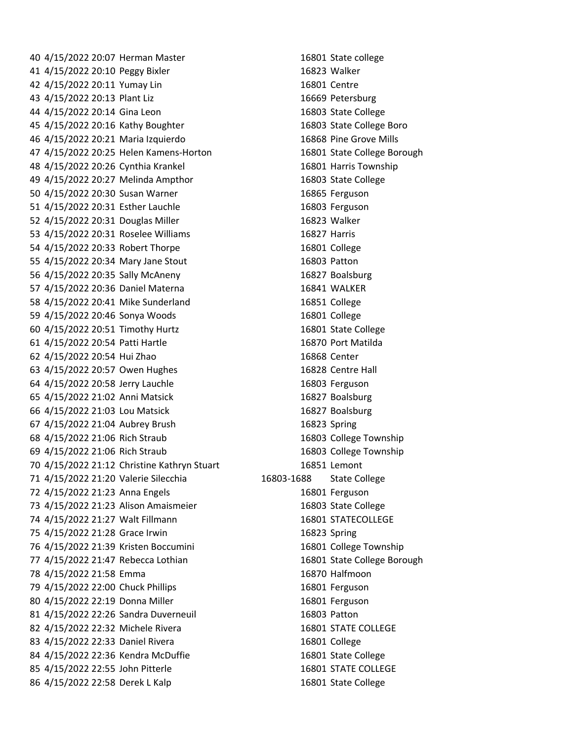| | | | | |
|---|---|---|---|---|
| 40 | 4/15/2022 20:07 | Herman Master | 16801 | State college |
| 41 | 4/15/2022 20:10 | Peggy Bixler | 16823 | Walker |
| 42 | 4/15/2022 20:11 | Yumay Lin | 16801 | Centre |
| 43 | 4/15/2022 20:13 | Plant Liz | 16669 | Petersburg |
| 44 | 4/15/2022 20:14 | Gina Leon | 16803 | State College |
| 45 | 4/15/2022 20:16 | Kathy Boughter | 16803 | State College Boro |
| 46 | 4/15/2022 20:21 | Maria Izquierdo | 16868 | Pine Grove Mills |
| 47 | 4/15/2022 20:25 | Helen Kamens-Horton | 16801 | State College Borough |
| 48 | 4/15/2022 20:26 | Cynthia Krankel | 16801 | Harris Township |
| 49 | 4/15/2022 20:27 | Melinda Ampthor | 16803 | State College |
| 50 | 4/15/2022 20:30 | Susan Warner | 16865 | Ferguson |
| 51 | 4/15/2022 20:31 | Esther Lauchle | 16803 | Ferguson |
| 52 | 4/15/2022 20:31 | Douglas Miller | 16823 | Walker |
| 53 | 4/15/2022 20:31 | Roselee Williams | 16827 | Harris |
| 54 | 4/15/2022 20:33 | Robert Thorpe | 16801 | College |
| 55 | 4/15/2022 20:34 | Mary Jane Stout | 16803 | Patton |
| 56 | 4/15/2022 20:35 | Sally McAneny | 16827 | Boalsburg |
| 57 | 4/15/2022 20:36 | Daniel Materna | 16841 | WALKER |
| 58 | 4/15/2022 20:41 | Mike Sunderland | 16851 | College |
| 59 | 4/15/2022 20:46 | Sonya Woods | 16801 | College |
| 60 | 4/15/2022 20:51 | Timothy Hurtz | 16801 | State College |
| 61 | 4/15/2022 20:54 | Patti Hartle | 16870 | Port Matilda |
| 62 | 4/15/2022 20:54 | Hui Zhao | 16868 | Center |
| 63 | 4/15/2022 20:57 | Owen Hughes | 16828 | Centre Hall |
| 64 | 4/15/2022 20:58 | Jerry Lauchle | 16803 | Ferguson |
| 65 | 4/15/2022 21:02 | Anni Matsick | 16827 | Boalsburg |
| 66 | 4/15/2022 21:03 | Lou Matsick | 16827 | Boalsburg |
| 67 | 4/15/2022 21:04 | Aubrey Brush | 16823 | Spring |
| 68 | 4/15/2022 21:06 | Rich Straub | 16803 | College Township |
| 69 | 4/15/2022 21:06 | Rich Straub | 16803 | College Township |
| 70 | 4/15/2022 21:12 | Christine Kathryn Stuart | 16851 | Lemont |
| 71 | 4/15/2022 21:20 | Valerie Silecchia | 16803-1688 | State College |
| 72 | 4/15/2022 21:23 | Anna Engels | 16801 | Ferguson |
| 73 | 4/15/2022 21:23 | Alison Amaismeier | 16803 | State College |
| 74 | 4/15/2022 21:27 | Walt Fillmann | 16801 | STATECOLLEGE |
| 75 | 4/15/2022 21:28 | Grace Irwin | 16823 | Spring |
| 76 | 4/15/2022 21:39 | Kristen Boccumini | 16801 | College Township |
| 77 | 4/15/2022 21:47 | Rebecca Lothian | 16801 | State College Borough |
| 78 | 4/15/2022 21:58 | Emma | 16870 | Halfmoon |
| 79 | 4/15/2022 22:00 | Chuck Phillips | 16801 | Ferguson |
| 80 | 4/15/2022 22:19 | Donna Miller | 16801 | Ferguson |
| 81 | 4/15/2022 22:26 | Sandra Duverneuil | 16803 | Patton |
| 82 | 4/15/2022 22:32 | Michele Rivera | 16801 | STATE COLLEGE |
| 83 | 4/15/2022 22:33 | Daniel Rivera | 16801 | College |
| 84 | 4/15/2022 22:36 | Kendra McDuffie | 16801 | State College |
| 85 | 4/15/2022 22:55 | John Pitterle | 16801 | STATE COLLEGE |
| 86 | 4/15/2022 22:58 | Derek L Kalp | 16801 | State College |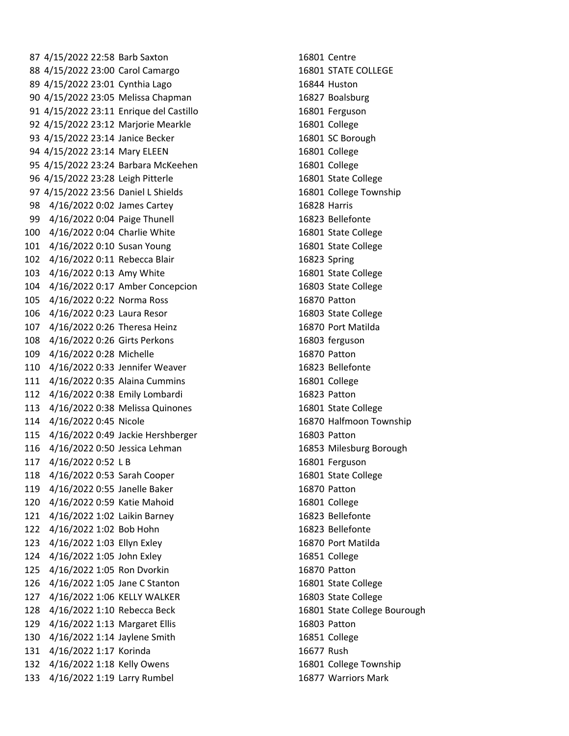| | | | | |
|---|---|---|---|---|
| 87 | 4/15/2022 22:58 | Barb Saxton | 16801 | Centre |
| 88 | 4/15/2022 23:00 | Carol Camargo | 16801 | STATE COLLEGE |
| 89 | 4/15/2022 23:01 | Cynthia Lago | 16844 | Huston |
| 90 | 4/15/2022 23:05 | Melissa Chapman | 16827 | Boalsburg |
| 91 | 4/15/2022 23:11 | Enrique del Castillo | 16801 | Ferguson |
| 92 | 4/15/2022 23:12 | Marjorie Mearkle | 16801 | College |
| 93 | 4/15/2022 23:14 | Janice Becker | 16801 | SC Borough |
| 94 | 4/15/2022 23:14 | Mary ELEEN | 16801 | College |
| 95 | 4/15/2022 23:24 | Barbara McKeehen | 16801 | College |
| 96 | 4/15/2022 23:28 | Leigh Pitterle | 16801 | State College |
| 97 | 4/15/2022 23:56 | Daniel L Shields | 16801 | College Township |
| 98 | 4/16/2022 0:02 | James Cartey | 16828 | Harris |
| 99 | 4/16/2022 0:04 | Paige Thunell | 16823 | Bellefonte |
| 100 | 4/16/2022 0:04 | Charlie White | 16801 | State College |
| 101 | 4/16/2022 0:10 | Susan Young | 16801 | State College |
| 102 | 4/16/2022 0:11 | Rebecca Blair | 16823 | Spring |
| 103 | 4/16/2022 0:13 | Amy White | 16801 | State College |
| 104 | 4/16/2022 0:17 | Amber Concepcion | 16803 | State College |
| 105 | 4/16/2022 0:22 | Norma Ross | 16870 | Patton |
| 106 | 4/16/2022 0:23 | Laura Resor | 16803 | State College |
| 107 | 4/16/2022 0:26 | Theresa Heinz | 16870 | Port Matilda |
| 108 | 4/16/2022 0:26 | Girts Perkons | 16803 | ferguson |
| 109 | 4/16/2022 0:28 | Michelle | 16870 | Patton |
| 110 | 4/16/2022 0:33 | Jennifer Weaver | 16823 | Bellefonte |
| 111 | 4/16/2022 0:35 | Alaina Cummins | 16801 | College |
| 112 | 4/16/2022 0:38 | Emily Lombardi | 16823 | Patton |
| 113 | 4/16/2022 0:38 | Melissa Quinones | 16801 | State College |
| 114 | 4/16/2022 0:45 | Nicole | 16870 | Halfmoon Township |
| 115 | 4/16/2022 0:49 | Jackie Hershberger | 16803 | Patton |
| 116 | 4/16/2022 0:50 | Jessica Lehman | 16853 | Milesburg Borough |
| 117 | 4/16/2022 0:52 | L B | 16801 | Ferguson |
| 118 | 4/16/2022 0:53 | Sarah Cooper | 16801 | State College |
| 119 | 4/16/2022 0:55 | Janelle Baker | 16870 | Patton |
| 120 | 4/16/2022 0:59 | Katie Mahoid | 16801 | College |
| 121 | 4/16/2022 1:02 | Laikin Barney | 16823 | Bellefonte |
| 122 | 4/16/2022 1:02 | Bob Hohn | 16823 | Bellefonte |
| 123 | 4/16/2022 1:03 | Ellyn Exley | 16870 | Port Matilda |
| 124 | 4/16/2022 1:05 | John Exley | 16851 | College |
| 125 | 4/16/2022 1:05 | Ron Dvorkin | 16870 | Patton |
| 126 | 4/16/2022 1:05 | Jane C Stanton | 16801 | State College |
| 127 | 4/16/2022 1:06 | KELLY WALKER | 16803 | State College |
| 128 | 4/16/2022 1:10 | Rebecca Beck | 16801 | State College Bourough |
| 129 | 4/16/2022 1:13 | Margaret Ellis | 16803 | Patton |
| 130 | 4/16/2022 1:14 | Jaylene Smith | 16851 | College |
| 131 | 4/16/2022 1:17 | Korinda | 16677 | Rush |
| 132 | 4/16/2022 1:18 | Kelly Owens | 16801 | College Township |
| 133 | 4/16/2022 1:19 | Larry Rumbel | 16877 | Warriors Mark |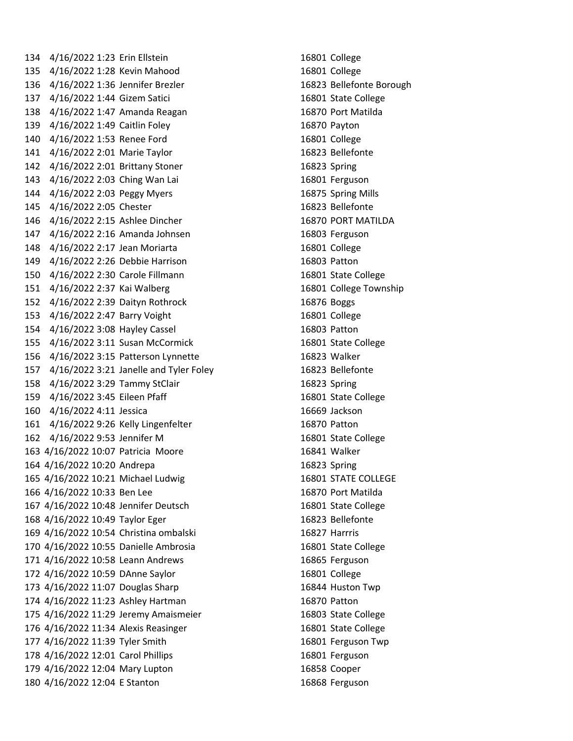| | | | | |
|---|---|---|---|---|
| 134 | 4/16/2022 1:23 | Erin Ellstein | 16801 | College |
| 135 | 4/16/2022 1:28 | Kevin Mahood | 16801 | College |
| 136 | 4/16/2022 1:36 | Jennifer Brezler | 16823 | Bellefonte Borough |
| 137 | 4/16/2022 1:44 | Gizem Satici | 16801 | State College |
| 138 | 4/16/2022 1:47 | Amanda Reagan | 16870 | Port Matilda |
| 139 | 4/16/2022 1:49 | Caitlin Foley | 16870 | Payton |
| 140 | 4/16/2022 1:53 | Renee Ford | 16801 | College |
| 141 | 4/16/2022 2:01 | Marie Taylor | 16823 | Bellefonte |
| 142 | 4/16/2022 2:01 | Brittany Stoner | 16823 | Spring |
| 143 | 4/16/2022 2:03 | Ching Wan Lai | 16801 | Ferguson |
| 144 | 4/16/2022 2:03 | Peggy Myers | 16875 | Spring Mills |
| 145 | 4/16/2022 2:05 | Chester | 16823 | Bellefonte |
| 146 | 4/16/2022 2:15 | Ashlee Dincher | 16870 | PORT MATILDA |
| 147 | 4/16/2022 2:16 | Amanda Johnsen | 16803 | Ferguson |
| 148 | 4/16/2022 2:17 | Jean Moriarta | 16801 | College |
| 149 | 4/16/2022 2:26 | Debbie Harrison | 16803 | Patton |
| 150 | 4/16/2022 2:30 | Carole Fillmann | 16801 | State College |
| 151 | 4/16/2022 2:37 | Kai Walberg | 16801 | College Township |
| 152 | 4/16/2022 2:39 | Daityn Rothrock | 16876 | Boggs |
| 153 | 4/16/2022 2:47 | Barry Voight | 16801 | College |
| 154 | 4/16/2022 3:08 | Hayley Cassel | 16803 | Patton |
| 155 | 4/16/2022 3:11 | Susan McCormick | 16801 | State College |
| 156 | 4/16/2022 3:15 | Patterson Lynnette | 16823 | Walker |
| 157 | 4/16/2022 3:21 | Janelle and Tyler Foley | 16823 | Bellefonte |
| 158 | 4/16/2022 3:29 | Tammy StClair | 16823 | Spring |
| 159 | 4/16/2022 3:45 | Eileen Pfaff | 16801 | State College |
| 160 | 4/16/2022 4:11 | Jessica | 16669 | Jackson |
| 161 | 4/16/2022 9:26 | Kelly Lingenfelter | 16870 | Patton |
| 162 | 4/16/2022 9:53 | Jennifer M | 16801 | State College |
| 163 | 4/16/2022 10:07 | Patricia Moore | 16841 | Walker |
| 164 | 4/16/2022 10:20 | Andrepa | 16823 | Spring |
| 165 | 4/16/2022 10:21 | Michael Ludwig | 16801 | STATE COLLEGE |
| 166 | 4/16/2022 10:33 | Ben Lee | 16870 | Port Matilda |
| 167 | 4/16/2022 10:48 | Jennifer Deutsch | 16801 | State College |
| 168 | 4/16/2022 10:49 | Taylor Eger | 16823 | Bellefonte |
| 169 | 4/16/2022 10:54 | Christina ombalski | 16827 | Harrris |
| 170 | 4/16/2022 10:55 | Danielle Ambrosia | 16801 | State College |
| 171 | 4/16/2022 10:58 | Leann Andrews | 16865 | Ferguson |
| 172 | 4/16/2022 10:59 | DAnne Saylor | 16801 | College |
| 173 | 4/16/2022 11:07 | Douglas Sharp | 16844 | Huston Twp |
| 174 | 4/16/2022 11:23 | Ashley Hartman | 16870 | Patton |
| 175 | 4/16/2022 11:29 | Jeremy Amaismeier | 16803 | State College |
| 176 | 4/16/2022 11:34 | Alexis Reasinger | 16801 | State College |
| 177 | 4/16/2022 11:39 | Tyler Smith | 16801 | Ferguson Twp |
| 178 | 4/16/2022 12:01 | Carol Phillips | 16801 | Ferguson |
| 179 | 4/16/2022 12:04 | Mary Lupton | 16858 | Cooper |
| 180 | 4/16/2022 12:04 | E Stanton | 16868 | Ferguson |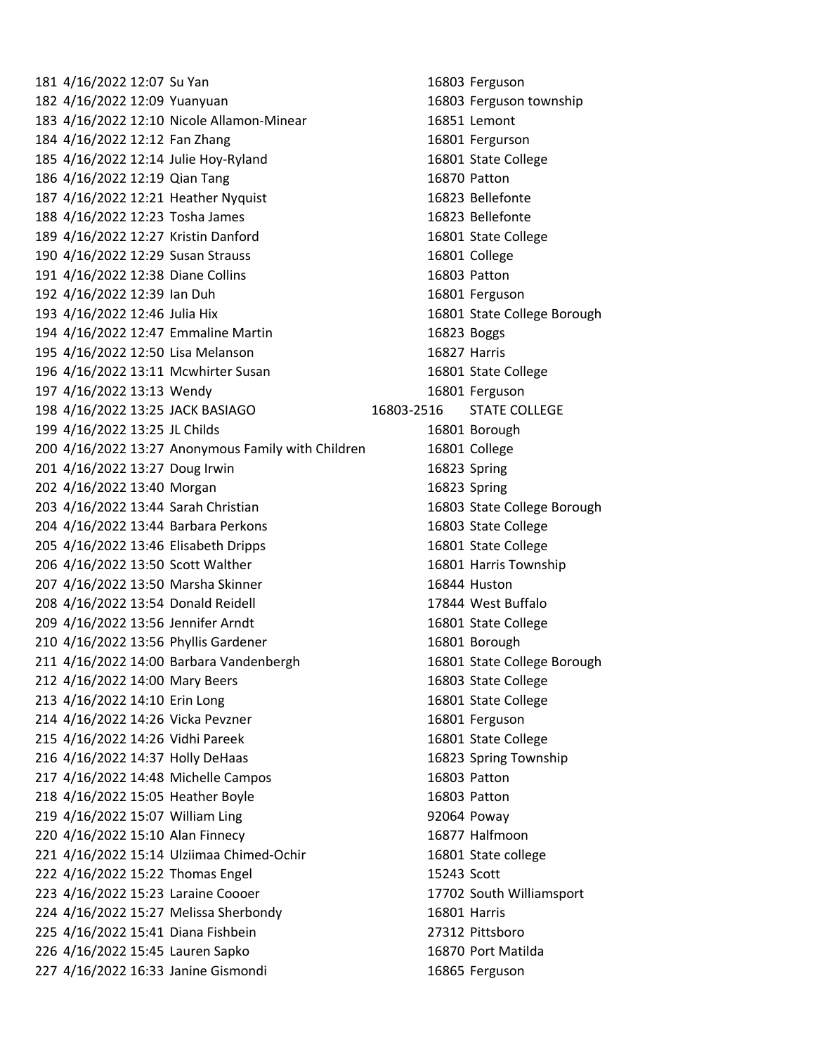| | | | | |
|---|---|---|---|---|
| 181 | 4/16/2022 12:07 | Su Yan | 16803 | Ferguson |
| 182 | 4/16/2022 12:09 | Yuanyuan | 16803 | Ferguson township |
| 183 | 4/16/2022 12:10 | Nicole Allamon-Minear | 16851 | Lemont |
| 184 | 4/16/2022 12:12 | Fan Zhang | 16801 | Fergurson |
| 185 | 4/16/2022 12:14 | Julie Hoy-Ryland | 16801 | State College |
| 186 | 4/16/2022 12:19 | Qian Tang | 16870 | Patton |
| 187 | 4/16/2022 12:21 | Heather Nyquist | 16823 | Bellefonte |
| 188 | 4/16/2022 12:23 | Tosha James | 16823 | Bellefonte |
| 189 | 4/16/2022 12:27 | Kristin Danford | 16801 | State College |
| 190 | 4/16/2022 12:29 | Susan Strauss | 16801 | College |
| 191 | 4/16/2022 12:38 | Diane Collins | 16803 | Patton |
| 192 | 4/16/2022 12:39 | Ian Duh | 16801 | Ferguson |
| 193 | 4/16/2022 12:46 | Julia Hix | 16801 | State College Borough |
| 194 | 4/16/2022 12:47 | Emmaline Martin | 16823 | Boggs |
| 195 | 4/16/2022 12:50 | Lisa Melanson | 16827 | Harris |
| 196 | 4/16/2022 13:11 | Mcwhirter Susan | 16801 | State College |
| 197 | 4/16/2022 13:13 | Wendy | 16801 | Ferguson |
| 198 | 4/16/2022 13:25 | JACK BASIAGO | 16803-2516 | STATE COLLEGE |
| 199 | 4/16/2022 13:25 | JL Childs | 16801 | Borough |
| 200 | 4/16/2022 13:27 | Anonymous Family with Children | 16801 | College |
| 201 | 4/16/2022 13:27 | Doug Irwin | 16823 | Spring |
| 202 | 4/16/2022 13:40 | Morgan | 16823 | Spring |
| 203 | 4/16/2022 13:44 | Sarah Christian | 16803 | State College Borough |
| 204 | 4/16/2022 13:44 | Barbara Perkons | 16803 | State College |
| 205 | 4/16/2022 13:46 | Elisabeth Dripps | 16801 | State College |
| 206 | 4/16/2022 13:50 | Scott Walther | 16801 | Harris Township |
| 207 | 4/16/2022 13:50 | Marsha Skinner | 16844 | Huston |
| 208 | 4/16/2022 13:54 | Donald Reidell | 17844 | West Buffalo |
| 209 | 4/16/2022 13:56 | Jennifer Arndt | 16801 | State College |
| 210 | 4/16/2022 13:56 | Phyllis Gardener | 16801 | Borough |
| 211 | 4/16/2022 14:00 | Barbara Vandenbergh | 16801 | State College Borough |
| 212 | 4/16/2022 14:00 | Mary Beers | 16803 | State College |
| 213 | 4/16/2022 14:10 | Erin Long | 16801 | State College |
| 214 | 4/16/2022 14:26 | Vicka Pevzner | 16801 | Ferguson |
| 215 | 4/16/2022 14:26 | Vidhi Pareek | 16801 | State College |
| 216 | 4/16/2022 14:37 | Holly DeHaas | 16823 | Spring Township |
| 217 | 4/16/2022 14:48 | Michelle Campos | 16803 | Patton |
| 218 | 4/16/2022 15:05 | Heather Boyle | 16803 | Patton |
| 219 | 4/16/2022 15:07 | William Ling | 92064 | Poway |
| 220 | 4/16/2022 15:10 | Alan Finnecy | 16877 | Halfmoon |
| 221 | 4/16/2022 15:14 | Ulziimaa Chimed-Ochir | 16801 | State college |
| 222 | 4/16/2022 15:22 | Thomas Engel | 15243 | Scott |
| 223 | 4/16/2022 15:23 | Laraine Coooer | 17702 | South Williamsport |
| 224 | 4/16/2022 15:27 | Melissa Sherbondy | 16801 | Harris |
| 225 | 4/16/2022 15:41 | Diana Fishbein | 27312 | Pittsboro |
| 226 | 4/16/2022 15:45 | Lauren Sapko | 16870 | Port Matilda |
| 227 | 4/16/2022 16:33 | Janine Gismondi | 16865 | Ferguson |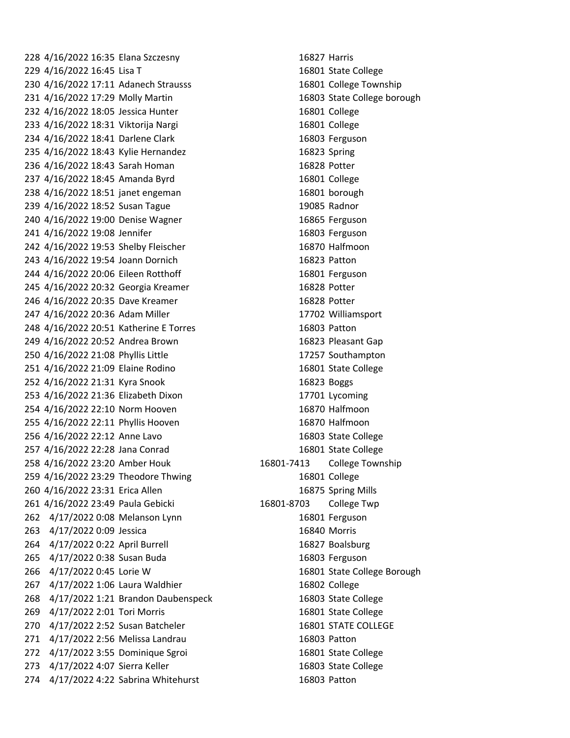| | | | | |
|---|---|---|---|---|
| 228 | 4/16/2022 16:35 | Elana Szczesny | 16827 | Harris |
| 229 | 4/16/2022 16:45 | Lisa T | 16801 | State College |
| 230 | 4/16/2022 17:11 | Adanech Strausss | 16801 | College Township |
| 231 | 4/16/2022 17:29 | Molly Martin | 16803 | State College borough |
| 232 | 4/16/2022 18:05 | Jessica Hunter | 16801 | College |
| 233 | 4/16/2022 18:31 | Viktorija Nargi | 16801 | College |
| 234 | 4/16/2022 18:41 | Darlene Clark | 16803 | Ferguson |
| 235 | 4/16/2022 18:43 | Kylie Hernandez | 16823 | Spring |
| 236 | 4/16/2022 18:43 | Sarah Homan | 16828 | Potter |
| 237 | 4/16/2022 18:45 | Amanda Byrd | 16801 | College |
| 238 | 4/16/2022 18:51 | janet engeman | 16801 | borough |
| 239 | 4/16/2022 18:52 | Susan Tague | 19085 | Radnor |
| 240 | 4/16/2022 19:00 | Denise Wagner | 16865 | Ferguson |
| 241 | 4/16/2022 19:08 | Jennifer | 16803 | Ferguson |
| 242 | 4/16/2022 19:53 | Shelby Fleischer | 16870 | Halfmoon |
| 243 | 4/16/2022 19:54 | Joann Dornich | 16823 | Patton |
| 244 | 4/16/2022 20:06 | Eileen Rotthoff | 16801 | Ferguson |
| 245 | 4/16/2022 20:32 | Georgia Kreamer | 16828 | Potter |
| 246 | 4/16/2022 20:35 | Dave Kreamer | 16828 | Potter |
| 247 | 4/16/2022 20:36 | Adam Miller | 17702 | Williamsport |
| 248 | 4/16/2022 20:51 | Katherine E Torres | 16803 | Patton |
| 249 | 4/16/2022 20:52 | Andrea Brown | 16823 | Pleasant Gap |
| 250 | 4/16/2022 21:08 | Phyllis Little | 17257 | Southampton |
| 251 | 4/16/2022 21:09 | Elaine Rodino | 16801 | State College |
| 252 | 4/16/2022 21:31 | Kyra Snook | 16823 | Boggs |
| 253 | 4/16/2022 21:36 | Elizabeth Dixon | 17701 | Lycoming |
| 254 | 4/16/2022 22:10 | Norm Hooven | 16870 | Halfmoon |
| 255 | 4/16/2022 22:11 | Phyllis Hooven | 16870 | Halfmoon |
| 256 | 4/16/2022 22:12 | Anne Lavo | 16803 | State College |
| 257 | 4/16/2022 22:28 | Jana Conrad | 16801 | State College |
| 258 | 4/16/2022 23:20 | Amber Houk | 16801-7413 | College Township |
| 259 | 4/16/2022 23:29 | Theodore Thwing | 16801 | College |
| 260 | 4/16/2022 23:31 | Erica Allen | 16875 | Spring Mills |
| 261 | 4/16/2022 23:49 | Paula Gebicki | 16801-8703 | College Twp |
| 262 | 4/17/2022 0:08 | Melanson Lynn | 16801 | Ferguson |
| 263 | 4/17/2022 0:09 | Jessica | 16840 | Morris |
| 264 | 4/17/2022 0:22 | April Burrell | 16827 | Boalsburg |
| 265 | 4/17/2022 0:38 | Susan Buda | 16803 | Ferguson |
| 266 | 4/17/2022 0:45 | Lorie W | 16801 | State College Borough |
| 267 | 4/17/2022 1:06 | Laura Waldhier | 16802 | College |
| 268 | 4/17/2022 1:21 | Brandon Daubenspeck | 16803 | State College |
| 269 | 4/17/2022 2:01 | Tori Morris | 16801 | State College |
| 270 | 4/17/2022 2:52 | Susan Batcheler | 16801 | STATE COLLEGE |
| 271 | 4/17/2022 2:56 | Melissa Landrau | 16803 | Patton |
| 272 | 4/17/2022 3:55 | Dominique Sgroi | 16801 | State College |
| 273 | 4/17/2022 4:07 | Sierra Keller | 16803 | State College |
| 274 | 4/17/2022 4:22 | Sabrina Whitehurst | 16803 | Patton |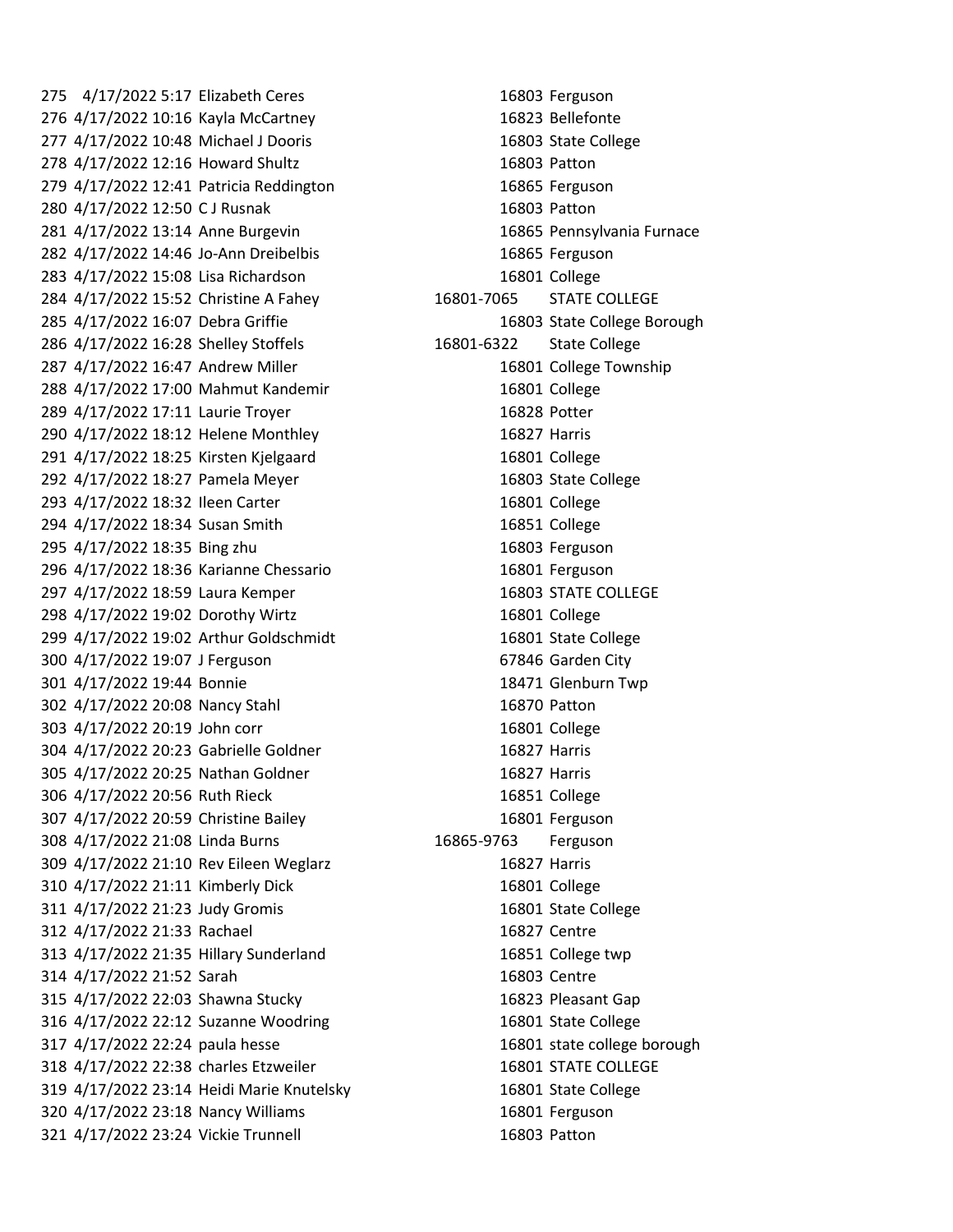| | | | | |
|---|---|---|---|---|
| 275 | 4/17/2022 5:17 | Elizabeth Ceres | 16803 | Ferguson |
| 276 | 4/17/2022 10:16 | Kayla McCartney | 16823 | Bellefonte |
| 277 | 4/17/2022 10:48 | Michael J Dooris | 16803 | State College |
| 278 | 4/17/2022 12:16 | Howard Shultz | 16803 | Patton |
| 279 | 4/17/2022 12:41 | Patricia Reddington | 16865 | Ferguson |
| 280 | 4/17/2022 12:50 | C J Rusnak | 16803 | Patton |
| 281 | 4/17/2022 13:14 | Anne Burgevin | 16865 | Pennsylvania Furnace |
| 282 | 4/17/2022 14:46 | Jo-Ann Dreibelbis | 16865 | Ferguson |
| 283 | 4/17/2022 15:08 | Lisa Richardson | 16801 | College |
| 284 | 4/17/2022 15:52 | Christine A Fahey | 16801-7065 | STATE COLLEGE |
| 285 | 4/17/2022 16:07 | Debra Griffie | 16803 | State College Borough |
| 286 | 4/17/2022 16:28 | Shelley Stoffels | 16801-6322 | State College |
| 287 | 4/17/2022 16:47 | Andrew Miller | 16801 | College Township |
| 288 | 4/17/2022 17:00 | Mahmut Kandemir | 16801 | College |
| 289 | 4/17/2022 17:11 | Laurie Troyer | 16828 | Potter |
| 290 | 4/17/2022 18:12 | Helene Monthley | 16827 | Harris |
| 291 | 4/17/2022 18:25 | Kirsten Kjelgaard | 16801 | College |
| 292 | 4/17/2022 18:27 | Pamela Meyer | 16803 | State College |
| 293 | 4/17/2022 18:32 | Ileen Carter | 16801 | College |
| 294 | 4/17/2022 18:34 | Susan Smith | 16851 | College |
| 295 | 4/17/2022 18:35 | Bing zhu | 16803 | Ferguson |
| 296 | 4/17/2022 18:36 | Karianne Chessario | 16801 | Ferguson |
| 297 | 4/17/2022 18:59 | Laura Kemper | 16803 | STATE COLLEGE |
| 298 | 4/17/2022 19:02 | Dorothy Wirtz | 16801 | College |
| 299 | 4/17/2022 19:02 | Arthur Goldschmidt | 16801 | State College |
| 300 | 4/17/2022 19:07 | J Ferguson | 67846 | Garden City |
| 301 | 4/17/2022 19:44 | Bonnie | 18471 | Glenburn Twp |
| 302 | 4/17/2022 20:08 | Nancy Stahl | 16870 | Patton |
| 303 | 4/17/2022 20:19 | John corr | 16801 | College |
| 304 | 4/17/2022 20:23 | Gabrielle Goldner | 16827 | Harris |
| 305 | 4/17/2022 20:25 | Nathan Goldner | 16827 | Harris |
| 306 | 4/17/2022 20:56 | Ruth Rieck | 16851 | College |
| 307 | 4/17/2022 20:59 | Christine Bailey | 16801 | Ferguson |
| 308 | 4/17/2022 21:08 | Linda Burns | 16865-9763 | Ferguson |
| 309 | 4/17/2022 21:10 | Rev Eileen Weglarz | 16827 | Harris |
| 310 | 4/17/2022 21:11 | Kimberly Dick | 16801 | College |
| 311 | 4/17/2022 21:23 | Judy Gromis | 16801 | State College |
| 312 | 4/17/2022 21:33 | Rachael | 16827 | Centre |
| 313 | 4/17/2022 21:35 | Hillary Sunderland | 16851 | College twp |
| 314 | 4/17/2022 21:52 | Sarah | 16803 | Centre |
| 315 | 4/17/2022 22:03 | Shawna Stucky | 16823 | Pleasant Gap |
| 316 | 4/17/2022 22:12 | Suzanne Woodring | 16801 | State College |
| 317 | 4/17/2022 22:24 | paula hesse | 16801 | state college borough |
| 318 | 4/17/2022 22:38 | charles Etzweiler | 16801 | STATE COLLEGE |
| 319 | 4/17/2022 23:14 | Heidi Marie Knutelsky | 16801 | State College |
| 320 | 4/17/2022 23:18 | Nancy Williams | 16801 | Ferguson |
| 321 | 4/17/2022 23:24 | Vickie Trunnell | 16803 | Patton |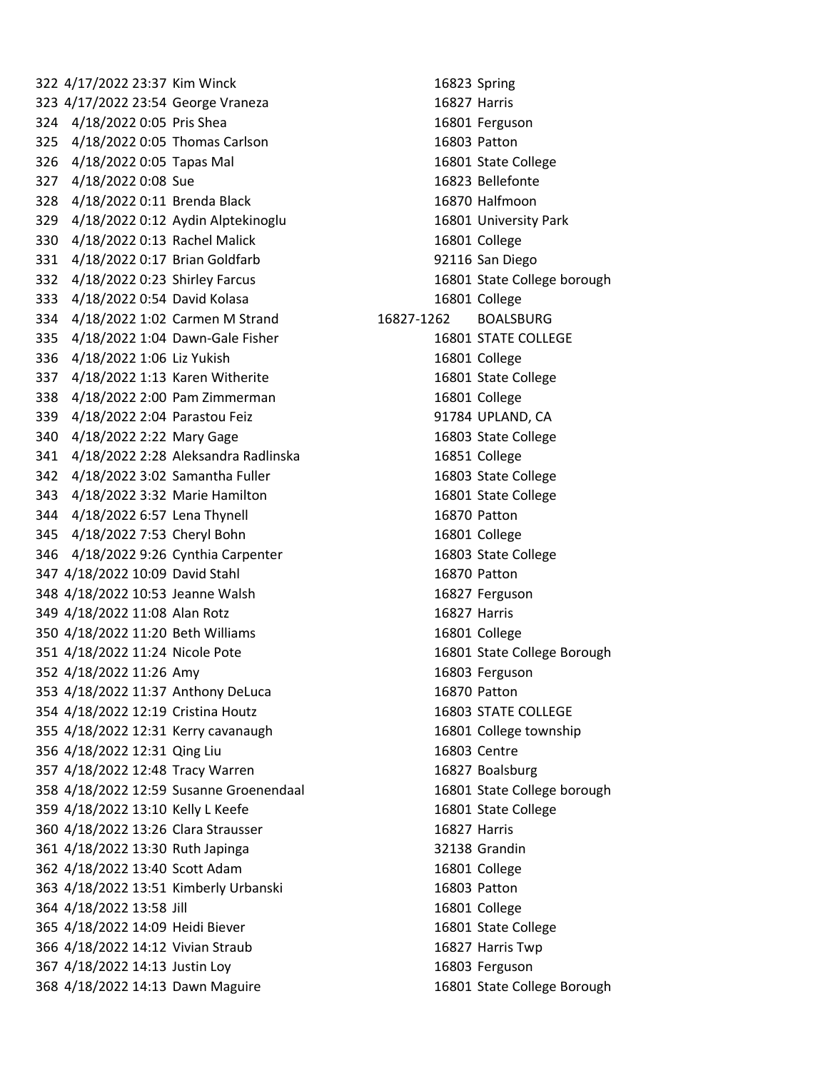| | | | | |
|---|---|---|---|---|
| 322 | 4/17/2022 23:37 | Kim Winck | 16823 | Spring |
| 323 | 4/17/2022 23:54 | George Vraneza | 16827 | Harris |
| 324 | 4/18/2022 0:05 | Pris Shea | 16801 | Ferguson |
| 325 | 4/18/2022 0:05 | Thomas Carlson | 16803 | Patton |
| 326 | 4/18/2022 0:05 | Tapas Mal | 16801 | State College |
| 327 | 4/18/2022 0:08 | Sue | 16823 | Bellefonte |
| 328 | 4/18/2022 0:11 | Brenda Black | 16870 | Halfmoon |
| 329 | 4/18/2022 0:12 | Aydin Alptekinoglu | 16801 | University Park |
| 330 | 4/18/2022 0:13 | Rachel Malick | 16801 | College |
| 331 | 4/18/2022 0:17 | Brian Goldfarb | 92116 | San Diego |
| 332 | 4/18/2022 0:23 | Shirley Farcus | 16801 | State College borough |
| 333 | 4/18/2022 0:54 | David Kolasa | 16801 | College |
| 334 | 4/18/2022 1:02 | Carmen M Strand | 16827-1262 | BOALSBURG |
| 335 | 4/18/2022 1:04 | Dawn-Gale Fisher | 16801 | STATE COLLEGE |
| 336 | 4/18/2022 1:06 | Liz Yukish | 16801 | College |
| 337 | 4/18/2022 1:13 | Karen Witherite | 16801 | State College |
| 338 | 4/18/2022 2:00 | Pam Zimmerman | 16801 | College |
| 339 | 4/18/2022 2:04 | Parastou Feiz | 91784 | UPLAND, CA |
| 340 | 4/18/2022 2:22 | Mary Gage | 16803 | State College |
| 341 | 4/18/2022 2:28 | Aleksandra Radlinska | 16851 | College |
| 342 | 4/18/2022 3:02 | Samantha Fuller | 16803 | State College |
| 343 | 4/18/2022 3:32 | Marie Hamilton | 16801 | State College |
| 344 | 4/18/2022 6:57 | Lena Thynell | 16870 | Patton |
| 345 | 4/18/2022 7:53 | Cheryl Bohn | 16801 | College |
| 346 | 4/18/2022 9:26 | Cynthia Carpenter | 16803 | State College |
| 347 | 4/18/2022 10:09 | David Stahl | 16870 | Patton |
| 348 | 4/18/2022 10:53 | Jeanne Walsh | 16827 | Ferguson |
| 349 | 4/18/2022 11:08 | Alan Rotz | 16827 | Harris |
| 350 | 4/18/2022 11:20 | Beth Williams | 16801 | College |
| 351 | 4/18/2022 11:24 | Nicole Pote | 16801 | State College Borough |
| 352 | 4/18/2022 11:26 | Amy | 16803 | Ferguson |
| 353 | 4/18/2022 11:37 | Anthony DeLuca | 16870 | Patton |
| 354 | 4/18/2022 12:19 | Cristina Houtz | 16803 | STATE COLLEGE |
| 355 | 4/18/2022 12:31 | Kerry cavanaugh | 16801 | College township |
| 356 | 4/18/2022 12:31 | Qing Liu | 16803 | Centre |
| 357 | 4/18/2022 12:48 | Tracy Warren | 16827 | Boalsburg |
| 358 | 4/18/2022 12:59 | Susanne Groenendaal | 16801 | State College borough |
| 359 | 4/18/2022 13:10 | Kelly L Keefe | 16801 | State College |
| 360 | 4/18/2022 13:26 | Clara Strausser | 16827 | Harris |
| 361 | 4/18/2022 13:30 | Ruth Japinga | 32138 | Grandin |
| 362 | 4/18/2022 13:40 | Scott Adam | 16801 | College |
| 363 | 4/18/2022 13:51 | Kimberly Urbanski | 16803 | Patton |
| 364 | 4/18/2022 13:58 | Jill | 16801 | College |
| 365 | 4/18/2022 14:09 | Heidi Biever | 16801 | State College |
| 366 | 4/18/2022 14:12 | Vivian Straub | 16827 | Harris Twp |
| 367 | 4/18/2022 14:13 | Justin Loy | 16803 | Ferguson |
| 368 | 4/18/2022 14:13 | Dawn Maguire | 16801 | State College Borough |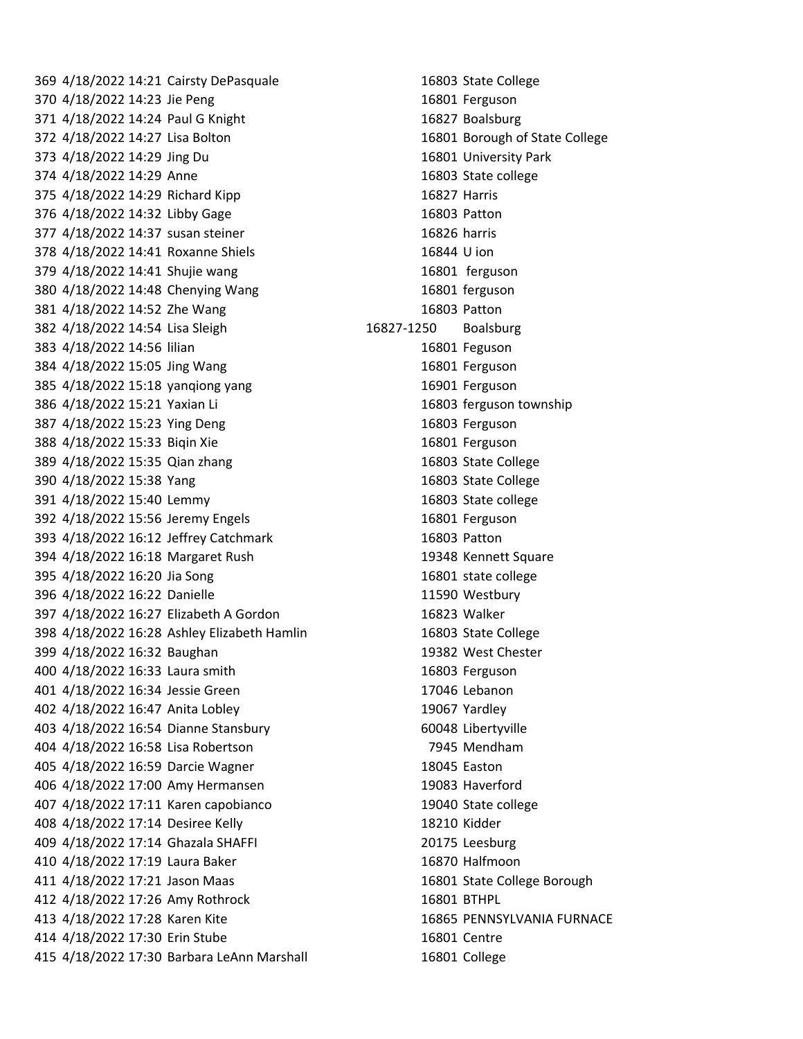| | | | | |
|---|---|---|---|---|
| 369 | 4/18/2022 14:21 | Cairsty DePasquale | 16803 | State College |
| 370 | 4/18/2022 14:23 | Jie Peng | 16801 | Ferguson |
| 371 | 4/18/2022 14:24 | Paul G Knight | 16827 | Boalsburg |
| 372 | 4/18/2022 14:27 | Lisa Bolton | 16801 | Borough of State College |
| 373 | 4/18/2022 14:29 | Jing Du | 16801 | University Park |
| 374 | 4/18/2022 14:29 | Anne | 16803 | State college |
| 375 | 4/18/2022 14:29 | Richard Kipp | 16827 | Harris |
| 376 | 4/18/2022 14:32 | Libby Gage | 16803 | Patton |
| 377 | 4/18/2022 14:37 | susan steiner | 16826 | harris |
| 378 | 4/18/2022 14:41 | Roxanne Shiels | 16844 | U ion |
| 379 | 4/18/2022 14:41 | Shujie wang | 16801 | ferguson |
| 380 | 4/18/2022 14:48 | Chenying Wang | 16801 | ferguson |
| 381 | 4/18/2022 14:52 | Zhe Wang | 16803 | Patton |
| 382 | 4/18/2022 14:54 | Lisa Sleigh | 16827-1250 | Boalsburg |
| 383 | 4/18/2022 14:56 | lilian | 16801 | Feguson |
| 384 | 4/18/2022 15:05 | Jing Wang | 16801 | Ferguson |
| 385 | 4/18/2022 15:18 | yanqiong yang | 16901 | Ferguson |
| 386 | 4/18/2022 15:21 | Yaxian Li | 16803 | ferguson township |
| 387 | 4/18/2022 15:23 | Ying Deng | 16803 | Ferguson |
| 388 | 4/18/2022 15:33 | Biqin Xie | 16801 | Ferguson |
| 389 | 4/18/2022 15:35 | Qian zhang | 16803 | State College |
| 390 | 4/18/2022 15:38 | Yang | 16803 | State College |
| 391 | 4/18/2022 15:40 | Lemmy | 16803 | State college |
| 392 | 4/18/2022 15:56 | Jeremy Engels | 16801 | Ferguson |
| 393 | 4/18/2022 16:12 | Jeffrey Catchmark | 16803 | Patton |
| 394 | 4/18/2022 16:18 | Margaret Rush | 19348 | Kennett Square |
| 395 | 4/18/2022 16:20 | Jia Song | 16801 | state college |
| 396 | 4/18/2022 16:22 | Danielle | 11590 | Westbury |
| 397 | 4/18/2022 16:27 | Elizabeth A Gordon | 16823 | Walker |
| 398 | 4/18/2022 16:28 | Ashley Elizabeth Hamlin | 16803 | State College |
| 399 | 4/18/2022 16:32 | Baughan | 19382 | West Chester |
| 400 | 4/18/2022 16:33 | Laura smith | 16803 | Ferguson |
| 401 | 4/18/2022 16:34 | Jessie Green | 17046 | Lebanon |
| 402 | 4/18/2022 16:47 | Anita Lobley | 19067 | Yardley |
| 403 | 4/18/2022 16:54 | Dianne Stansbury | 60048 | Libertyville |
| 404 | 4/18/2022 16:58 | Lisa Robertson | 7945 | Mendham |
| 405 | 4/18/2022 16:59 | Darcie Wagner | 18045 | Easton |
| 406 | 4/18/2022 17:00 | Amy Hermansen | 19083 | Haverford |
| 407 | 4/18/2022 17:11 | Karen capobianco | 19040 | State college |
| 408 | 4/18/2022 17:14 | Desiree Kelly | 18210 | Kidder |
| 409 | 4/18/2022 17:14 | Ghazala SHAFFI | 20175 | Leesburg |
| 410 | 4/18/2022 17:19 | Laura Baker | 16870 | Halfmoon |
| 411 | 4/18/2022 17:21 | Jason Maas | 16801 | State College Borough |
| 412 | 4/18/2022 17:26 | Amy Rothrock | 16801 | BTHPL |
| 413 | 4/18/2022 17:28 | Karen Kite | 16865 | PENNSYLVANIA FURNACE |
| 414 | 4/18/2022 17:30 | Erin Stube | 16801 | Centre |
| 415 | 4/18/2022 17:30 | Barbara LeAnn Marshall | 16801 | College |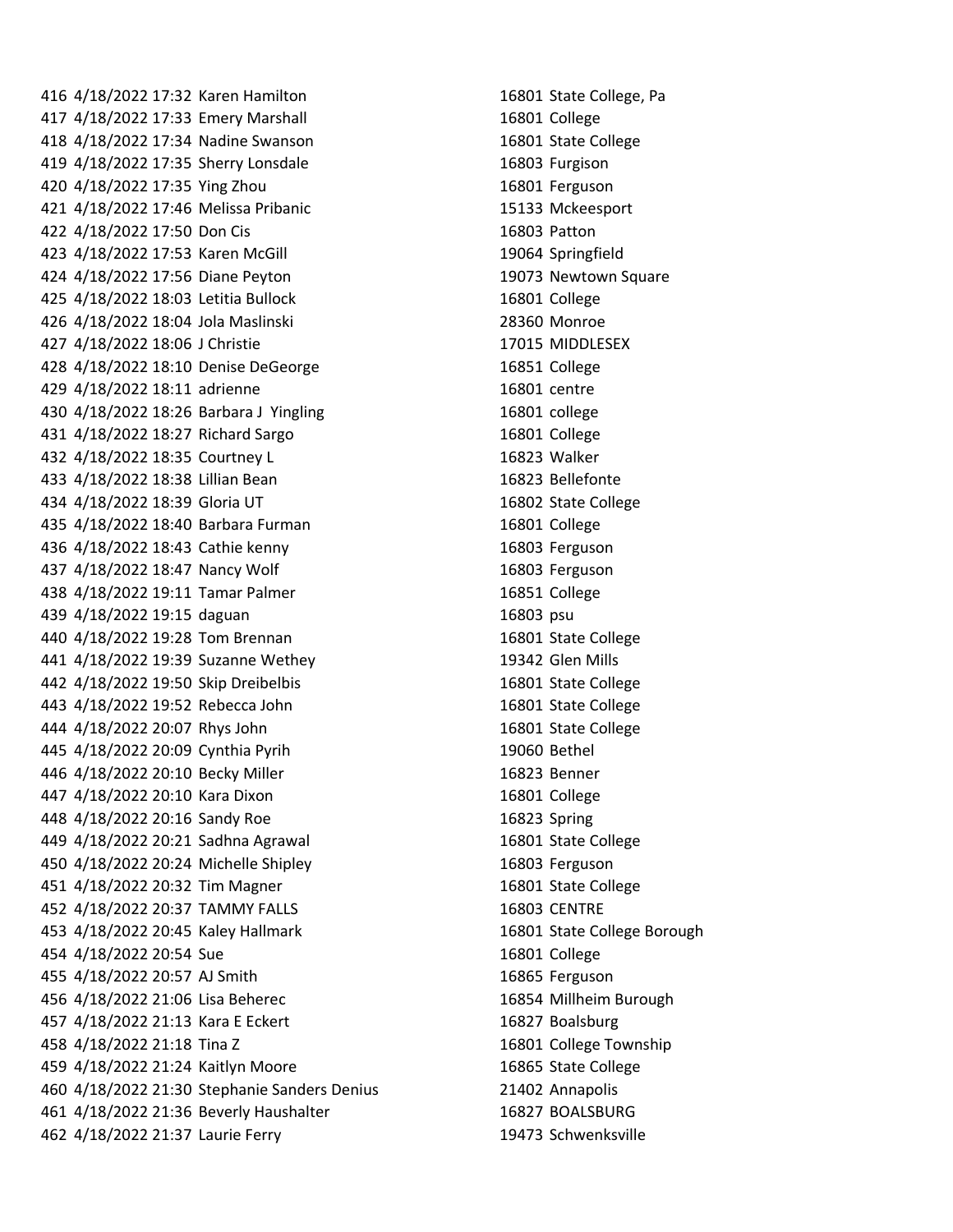| | | | | |
|---|---|---|---|---|
| 416 | 4/18/2022 17:32 | Karen Hamilton | 16801 | State College, Pa |
| 417 | 4/18/2022 17:33 | Emery Marshall | 16801 | College |
| 418 | 4/18/2022 17:34 | Nadine Swanson | 16801 | State College |
| 419 | 4/18/2022 17:35 | Sherry Lonsdale | 16803 | Furgison |
| 420 | 4/18/2022 17:35 | Ying Zhou | 16801 | Ferguson |
| 421 | 4/18/2022 17:46 | Melissa Pribanic | 15133 | Mckeesport |
| 422 | 4/18/2022 17:50 | Don Cis | 16803 | Patton |
| 423 | 4/18/2022 17:53 | Karen McGill | 19064 | Springfield |
| 424 | 4/18/2022 17:56 | Diane Peyton | 19073 | Newtown Square |
| 425 | 4/18/2022 18:03 | Letitia Bullock | 16801 | College |
| 426 | 4/18/2022 18:04 | Jola Maslinski | 28360 | Monroe |
| 427 | 4/18/2022 18:06 | J Christie | 17015 | MIDDLESEX |
| 428 | 4/18/2022 18:10 | Denise DeGeorge | 16851 | College |
| 429 | 4/18/2022 18:11 | adrienne | 16801 | centre |
| 430 | 4/18/2022 18:26 | Barbara J Yingling | 16801 | college |
| 431 | 4/18/2022 18:27 | Richard Sargo | 16801 | College |
| 432 | 4/18/2022 18:35 | Courtney L | 16823 | Walker |
| 433 | 4/18/2022 18:38 | Lillian Bean | 16823 | Bellefonte |
| 434 | 4/18/2022 18:39 | Gloria UT | 16802 | State College |
| 435 | 4/18/2022 18:40 | Barbara Furman | 16801 | College |
| 436 | 4/18/2022 18:43 | Cathie kenny | 16803 | Ferguson |
| 437 | 4/18/2022 18:47 | Nancy Wolf | 16803 | Ferguson |
| 438 | 4/18/2022 19:11 | Tamar Palmer | 16851 | College |
| 439 | 4/18/2022 19:15 | daguan | 16803 | psu |
| 440 | 4/18/2022 19:28 | Tom Brennan | 16801 | State College |
| 441 | 4/18/2022 19:39 | Suzanne Wethey | 19342 | Glen Mills |
| 442 | 4/18/2022 19:50 | Skip Dreibelbis | 16801 | State College |
| 443 | 4/18/2022 19:52 | Rebecca John | 16801 | State College |
| 444 | 4/18/2022 20:07 | Rhys John | 16801 | State College |
| 445 | 4/18/2022 20:09 | Cynthia Pyrih | 19060 | Bethel |
| 446 | 4/18/2022 20:10 | Becky Miller | 16823 | Benner |
| 447 | 4/18/2022 20:10 | Kara Dixon | 16801 | College |
| 448 | 4/18/2022 20:16 | Sandy Roe | 16823 | Spring |
| 449 | 4/18/2022 20:21 | Sadhna Agrawal | 16801 | State College |
| 450 | 4/18/2022 20:24 | Michelle Shipley | 16803 | Ferguson |
| 451 | 4/18/2022 20:32 | Tim Magner | 16801 | State College |
| 452 | 4/18/2022 20:37 | TAMMY FALLS | 16803 | CENTRE |
| 453 | 4/18/2022 20:45 | Kaley Hallmark | 16801 | State College Borough |
| 454 | 4/18/2022 20:54 | Sue | 16801 | College |
| 455 | 4/18/2022 20:57 | AJ Smith | 16865 | Ferguson |
| 456 | 4/18/2022 21:06 | Lisa Beherec | 16854 | Millheim Burough |
| 457 | 4/18/2022 21:13 | Kara E Eckert | 16827 | Boalsburg |
| 458 | 4/18/2022 21:18 | Tina Z | 16801 | College Township |
| 459 | 4/18/2022 21:24 | Kaitlyn Moore | 16865 | State College |
| 460 | 4/18/2022 21:30 | Stephanie Sanders Denius | 21402 | Annapolis |
| 461 | 4/18/2022 21:36 | Beverly Haushalter | 16827 | BOALSBURG |
| 462 | 4/18/2022 21:37 | Laurie Ferry | 19473 | Schwenksville |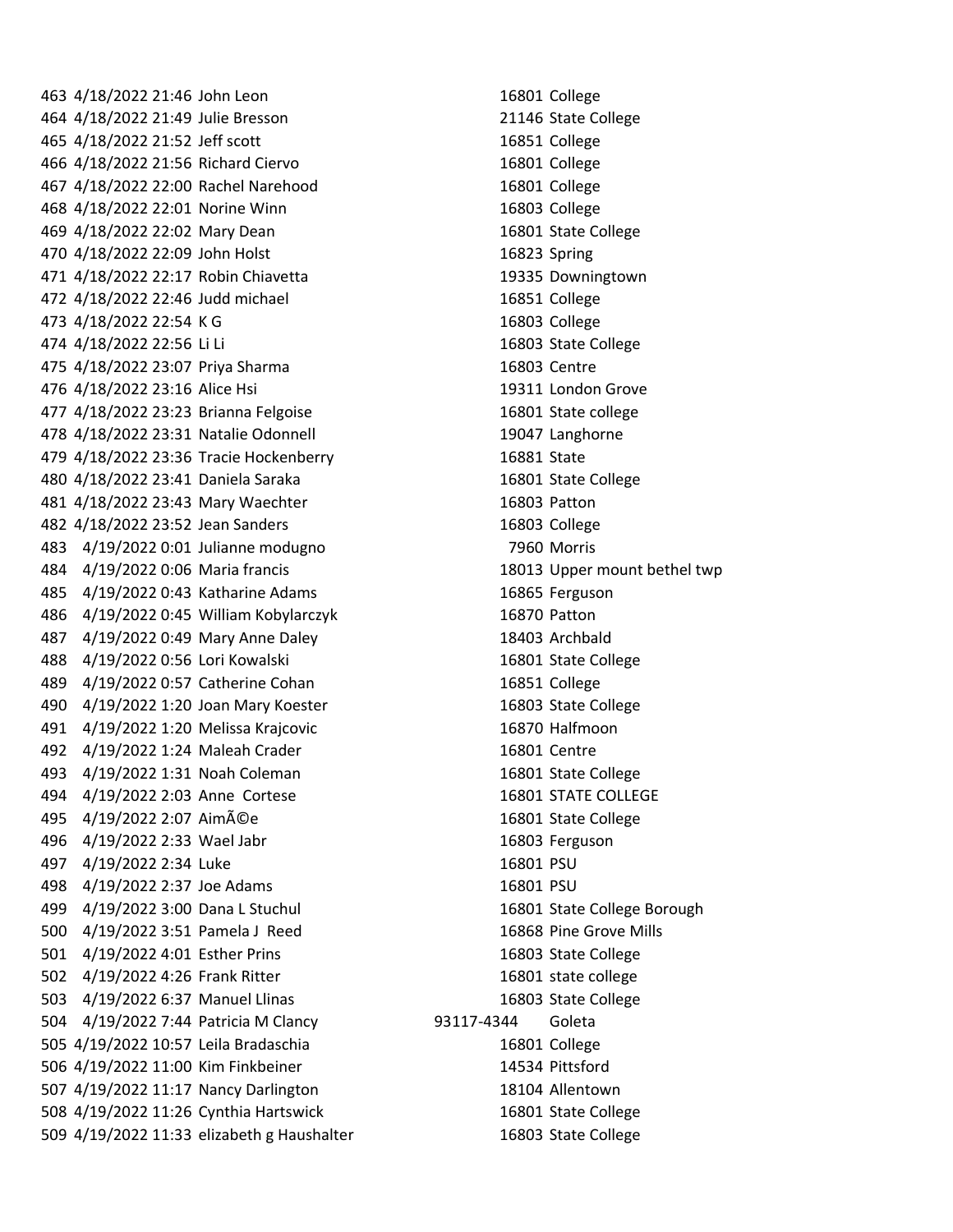| | | | | |
|---|---|---|---|---|
| 463 | 4/18/2022 21:46 | John Leon | 16801 | College |
| 464 | 4/18/2022 21:49 | Julie Bresson | 21146 | State College |
| 465 | 4/18/2022 21:52 | Jeff scott | 16851 | College |
| 466 | 4/18/2022 21:56 | Richard Ciervo | 16801 | College |
| 467 | 4/18/2022 22:00 | Rachel Narehood | 16801 | College |
| 468 | 4/18/2022 22:01 | Norine Winn | 16803 | College |
| 469 | 4/18/2022 22:02 | Mary Dean | 16801 | State College |
| 470 | 4/18/2022 22:09 | John Holst | 16823 | Spring |
| 471 | 4/18/2022 22:17 | Robin Chiavetta | 19335 | Downingtown |
| 472 | 4/18/2022 22:46 | Judd michael | 16851 | College |
| 473 | 4/18/2022 22:54 | K G | 16803 | College |
| 474 | 4/18/2022 22:56 | Li Li | 16803 | State College |
| 475 | 4/18/2022 23:07 | Priya Sharma | 16803 | Centre |
| 476 | 4/18/2022 23:16 | Alice Hsi | 19311 | London Grove |
| 477 | 4/18/2022 23:23 | Brianna Felgoise | 16801 | State college |
| 478 | 4/18/2022 23:31 | Natalie Odonnell | 19047 | Langhorne |
| 479 | 4/18/2022 23:36 | Tracie Hockenberry | 16881 | State |
| 480 | 4/18/2022 23:41 | Daniela Saraka | 16801 | State College |
| 481 | 4/18/2022 23:43 | Mary Waechter | 16803 | Patton |
| 482 | 4/18/2022 23:52 | Jean Sanders | 16803 | College |
| 483 | 4/19/2022 0:01 | Julianne modugno | 7960 | Morris |
| 484 | 4/19/2022 0:06 | Maria francis | 18013 | Upper mount bethel twp |
| 485 | 4/19/2022 0:43 | Katharine Adams | 16865 | Ferguson |
| 486 | 4/19/2022 0:45 | William Kobylarczyk | 16870 | Patton |
| 487 | 4/19/2022 0:49 | Mary Anne Daley | 18403 | Archbald |
| 488 | 4/19/2022 0:56 | Lori Kowalski | 16801 | State College |
| 489 | 4/19/2022 0:57 | Catherine Cohan | 16851 | College |
| 490 | 4/19/2022 1:20 | Joan Mary Koester | 16803 | State College |
| 491 | 4/19/2022 1:20 | Melissa Krajcovic | 16870 | Halfmoon |
| 492 | 4/19/2022 1:24 | Maleah Crader | 16801 | Centre |
| 493 | 4/19/2022 1:31 | Noah Coleman | 16801 | State College |
| 494 | 4/19/2022 2:03 | Anne  Cortese | 16801 | STATE COLLEGE |
| 495 | 4/19/2022 2:07 | AimÃ©e | 16801 | State College |
| 496 | 4/19/2022 2:33 | Wael Jabr | 16803 | Ferguson |
| 497 | 4/19/2022 2:34 | Luke | 16801 | PSU |
| 498 | 4/19/2022 2:37 | Joe Adams | 16801 | PSU |
| 499 | 4/19/2022 3:00 | Dana L Stuchul | 16801 | State College Borough |
| 500 | 4/19/2022 3:51 | Pamela J  Reed | 16868 | Pine Grove Mills |
| 501 | 4/19/2022 4:01 | Esther Prins | 16803 | State College |
| 502 | 4/19/2022 4:26 | Frank Ritter | 16801 | state college |
| 503 | 4/19/2022 6:37 | Manuel Llinas | 16803 | State College |
| 504 | 4/19/2022 7:44 | Patricia M Clancy | 93117-4344 | Goleta |
| 505 | 4/19/2022 10:57 | Leila Bradaschia | 16801 | College |
| 506 | 4/19/2022 11:00 | Kim Finkbeiner | 14534 | Pittsford |
| 507 | 4/19/2022 11:17 | Nancy Darlington | 18104 | Allentown |
| 508 | 4/19/2022 11:26 | Cynthia Hartswick | 16801 | State College |
| 509 | 4/19/2022 11:33 | elizabeth g Haushalter | 16803 | State College |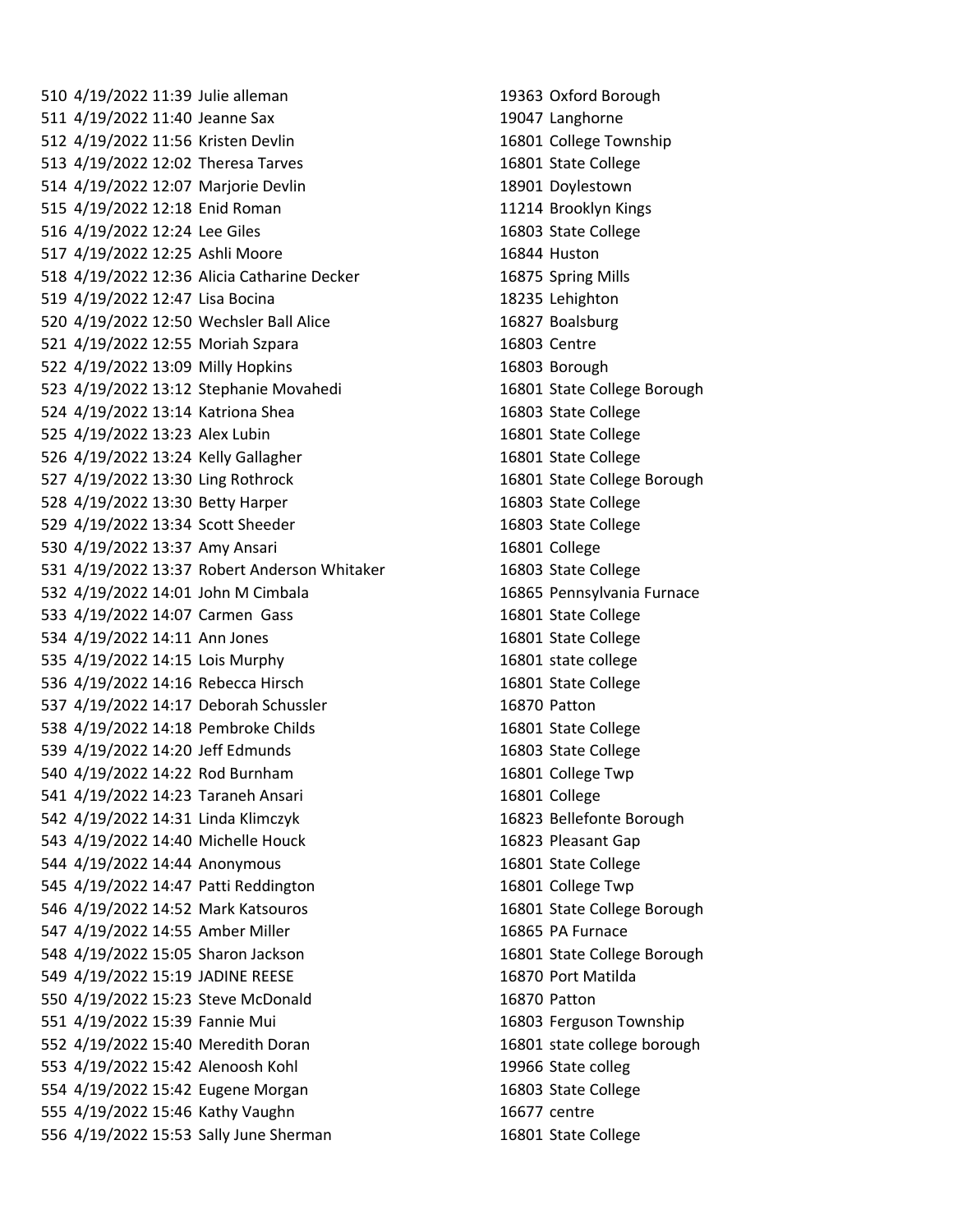| | | | | |
|---|---|---|---|---|
| 510 | 4/19/2022 11:39 | Julie alleman | 19363 | Oxford Borough |
| 511 | 4/19/2022 11:40 | Jeanne Sax | 19047 | Langhorne |
| 512 | 4/19/2022 11:56 | Kristen Devlin | 16801 | College Township |
| 513 | 4/19/2022 12:02 | Theresa Tarves | 16801 | State College |
| 514 | 4/19/2022 12:07 | Marjorie Devlin | 18901 | Doylestown |
| 515 | 4/19/2022 12:18 | Enid Roman | 11214 | Brooklyn Kings |
| 516 | 4/19/2022 12:24 | Lee Giles | 16803 | State College |
| 517 | 4/19/2022 12:25 | Ashli Moore | 16844 | Huston |
| 518 | 4/19/2022 12:36 | Alicia Catharine Decker | 16875 | Spring Mills |
| 519 | 4/19/2022 12:47 | Lisa Bocina | 18235 | Lehighton |
| 520 | 4/19/2022 12:50 | Wechsler Ball Alice | 16827 | Boalsburg |
| 521 | 4/19/2022 12:55 | Moriah Szpara | 16803 | Centre |
| 522 | 4/19/2022 13:09 | Milly Hopkins | 16803 | Borough |
| 523 | 4/19/2022 13:12 | Stephanie Movahedi | 16801 | State College Borough |
| 524 | 4/19/2022 13:14 | Katriona Shea | 16803 | State College |
| 525 | 4/19/2022 13:23 | Alex Lubin | 16801 | State College |
| 526 | 4/19/2022 13:24 | Kelly Gallagher | 16801 | State College |
| 527 | 4/19/2022 13:30 | Ling Rothrock | 16801 | State College Borough |
| 528 | 4/19/2022 13:30 | Betty Harper | 16803 | State College |
| 529 | 4/19/2022 13:34 | Scott Sheeder | 16803 | State College |
| 530 | 4/19/2022 13:37 | Amy Ansari | 16801 | College |
| 531 | 4/19/2022 13:37 | Robert Anderson Whitaker | 16803 | State College |
| 532 | 4/19/2022 14:01 | John M Cimbala | 16865 | Pennsylvania Furnace |
| 533 | 4/19/2022 14:07 | Carmen Gass | 16801 | State College |
| 534 | 4/19/2022 14:11 | Ann Jones | 16801 | State College |
| 535 | 4/19/2022 14:15 | Lois Murphy | 16801 | state college |
| 536 | 4/19/2022 14:16 | Rebecca Hirsch | 16801 | State College |
| 537 | 4/19/2022 14:17 | Deborah Schussler | 16870 | Patton |
| 538 | 4/19/2022 14:18 | Pembroke Childs | 16801 | State College |
| 539 | 4/19/2022 14:20 | Jeff Edmunds | 16803 | State College |
| 540 | 4/19/2022 14:22 | Rod Burnham | 16801 | College Twp |
| 541 | 4/19/2022 14:23 | Taraneh Ansari | 16801 | College |
| 542 | 4/19/2022 14:31 | Linda Klimczyk | 16823 | Bellefonte Borough |
| 543 | 4/19/2022 14:40 | Michelle Houck | 16823 | Pleasant Gap |
| 544 | 4/19/2022 14:44 | Anonymous | 16801 | State College |
| 545 | 4/19/2022 14:47 | Patti Reddington | 16801 | College Twp |
| 546 | 4/19/2022 14:52 | Mark Katsouros | 16801 | State College Borough |
| 547 | 4/19/2022 14:55 | Amber Miller | 16865 | PA Furnace |
| 548 | 4/19/2022 15:05 | Sharon Jackson | 16801 | State College Borough |
| 549 | 4/19/2022 15:19 | JADINE REESE | 16870 | Port Matilda |
| 550 | 4/19/2022 15:23 | Steve McDonald | 16870 | Patton |
| 551 | 4/19/2022 15:39 | Fannie Mui | 16803 | Ferguson Township |
| 552 | 4/19/2022 15:40 | Meredith Doran | 16801 | state college borough |
| 553 | 4/19/2022 15:42 | Alenoosh Kohl | 19966 | State colleg |
| 554 | 4/19/2022 15:42 | Eugene Morgan | 16803 | State College |
| 555 | 4/19/2022 15:46 | Kathy Vaughn | 16677 | centre |
| 556 | 4/19/2022 15:53 | Sally June Sherman | 16801 | State College |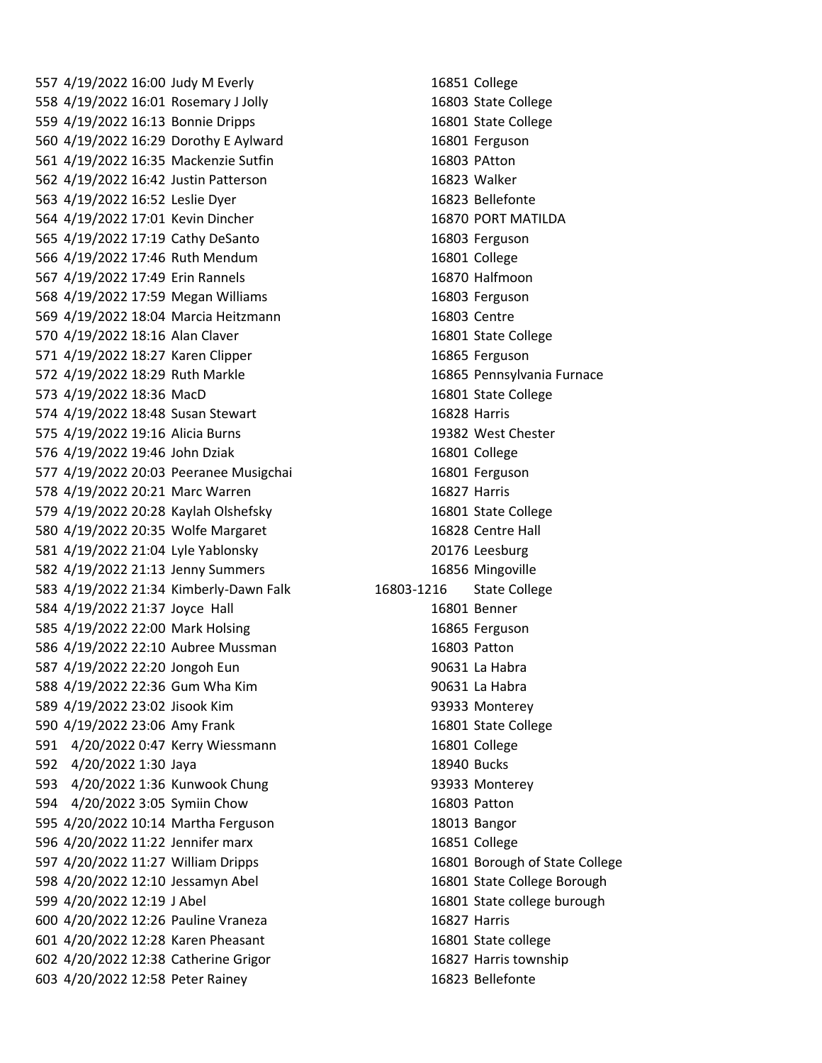| | | | | |
|---|---|---|---|---|
| 557 | 4/19/2022 16:00 | Judy M Everly | 16851 | College |
| 558 | 4/19/2022 16:01 | Rosemary J Jolly | 16803 | State College |
| 559 | 4/19/2022 16:13 | Bonnie Dripps | 16801 | State College |
| 560 | 4/19/2022 16:29 | Dorothy E Aylward | 16801 | Ferguson |
| 561 | 4/19/2022 16:35 | Mackenzie Sutfin | 16803 | PAtton |
| 562 | 4/19/2022 16:42 | Justin Patterson | 16823 | Walker |
| 563 | 4/19/2022 16:52 | Leslie Dyer | 16823 | Bellefonte |
| 564 | 4/19/2022 17:01 | Kevin Dincher | 16870 | PORT MATILDA |
| 565 | 4/19/2022 17:19 | Cathy DeSanto | 16803 | Ferguson |
| 566 | 4/19/2022 17:46 | Ruth Mendum | 16801 | College |
| 567 | 4/19/2022 17:49 | Erin Rannels | 16870 | Halfmoon |
| 568 | 4/19/2022 17:59 | Megan Williams | 16803 | Ferguson |
| 569 | 4/19/2022 18:04 | Marcia Heitzmann | 16803 | Centre |
| 570 | 4/19/2022 18:16 | Alan Claver | 16801 | State College |
| 571 | 4/19/2022 18:27 | Karen Clipper | 16865 | Ferguson |
| 572 | 4/19/2022 18:29 | Ruth Markle | 16865 | Pennsylvania Furnace |
| 573 | 4/19/2022 18:36 | MacD | 16801 | State College |
| 574 | 4/19/2022 18:48 | Susan Stewart | 16828 | Harris |
| 575 | 4/19/2022 19:16 | Alicia Burns | 19382 | West Chester |
| 576 | 4/19/2022 19:46 | John Dziak | 16801 | College |
| 577 | 4/19/2022 20:03 | Peeranee Musigchai | 16801 | Ferguson |
| 578 | 4/19/2022 20:21 | Marc Warren | 16827 | Harris |
| 579 | 4/19/2022 20:28 | Kaylah Olshefsky | 16801 | State College |
| 580 | 4/19/2022 20:35 | Wolfe Margaret | 16828 | Centre Hall |
| 581 | 4/19/2022 21:04 | Lyle Yablonsky | 20176 | Leesburg |
| 582 | 4/19/2022 21:13 | Jenny Summers | 16856 | Mingoville |
| 583 | 4/19/2022 21:34 | Kimberly-Dawn Falk | 16803-1216 | State College |
| 584 | 4/19/2022 21:37 | Joyce Hall | 16801 | Benner |
| 585 | 4/19/2022 22:00 | Mark Holsing | 16865 | Ferguson |
| 586 | 4/19/2022 22:10 | Aubree Mussman | 16803 | Patton |
| 587 | 4/19/2022 22:20 | Jongoh Eun | 90631 | La Habra |
| 588 | 4/19/2022 22:36 | Gum Wha Kim | 90631 | La Habra |
| 589 | 4/19/2022 23:02 | Jisook Kim | 93933 | Monterey |
| 590 | 4/19/2022 23:06 | Amy Frank | 16801 | State College |
| 591 | 4/20/2022 0:47 | Kerry Wiessmann | 16801 | College |
| 592 | 4/20/2022 1:30 | Jaya | 18940 | Bucks |
| 593 | 4/20/2022 1:36 | Kunwook Chung | 93933 | Monterey |
| 594 | 4/20/2022 3:05 | Symiin Chow | 16803 | Patton |
| 595 | 4/20/2022 10:14 | Martha Ferguson | 18013 | Bangor |
| 596 | 4/20/2022 11:22 | Jennifer marx | 16851 | College |
| 597 | 4/20/2022 11:27 | William Dripps | 16801 | Borough of State College |
| 598 | 4/20/2022 12:10 | Jessamyn Abel | 16801 | State College Borough |
| 599 | 4/20/2022 12:19 | J Abel | 16801 | State college burough |
| 600 | 4/20/2022 12:26 | Pauline Vraneza | 16827 | Harris |
| 601 | 4/20/2022 12:28 | Karen Pheasant | 16801 | State college |
| 602 | 4/20/2022 12:38 | Catherine Grigor | 16827 | Harris township |
| 603 | 4/20/2022 12:58 | Peter Rainey | 16823 | Bellefonte |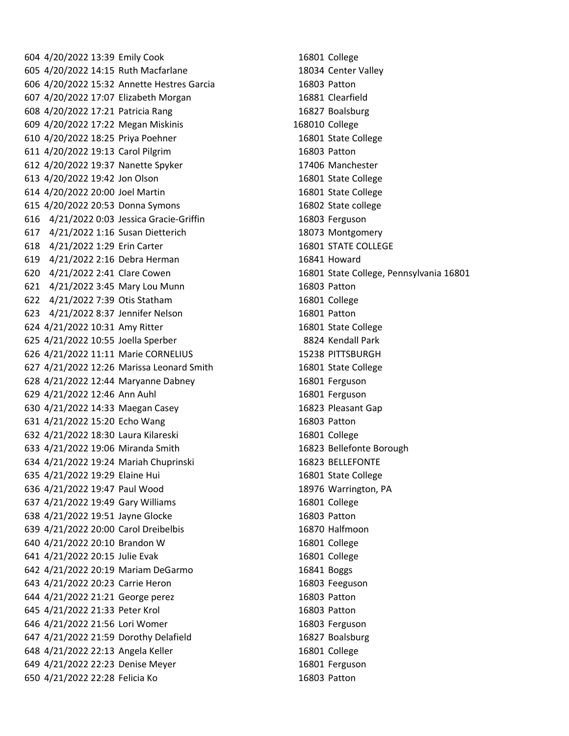| | | | | |
|---|---|---|---|---|
| 604 | 4/20/2022 13:39 | Emily Cook | 16801 | College |
| 605 | 4/20/2022 14:15 | Ruth Macfarlane | 18034 | Center Valley |
| 606 | 4/20/2022 15:32 | Annette Hestres Garcia | 16803 | Patton |
| 607 | 4/20/2022 17:07 | Elizabeth Morgan | 16881 | Clearfield |
| 608 | 4/20/2022 17:21 | Patricia Rang | 16827 | Boalsburg |
| 609 | 4/20/2022 17:22 | Megan Miskinis | 168010 | College |
| 610 | 4/20/2022 18:25 | Priya Poehner | 16801 | State College |
| 611 | 4/20/2022 19:13 | Carol Pilgrim | 16803 | Patton |
| 612 | 4/20/2022 19:37 | Nanette Spyker | 17406 | Manchester |
| 613 | 4/20/2022 19:42 | Jon Olson | 16801 | State College |
| 614 | 4/20/2022 20:00 | Joel Martin | 16801 | State College |
| 615 | 4/20/2022 20:53 | Donna Symons | 16802 | State college |
| 616 | 4/21/2022 0:03 | Jessica Gracie-Griffin | 16803 | Ferguson |
| 617 | 4/21/2022 1:16 | Susan Dietterich | 18073 | Montgomery |
| 618 | 4/21/2022 1:29 | Erin Carter | 16801 | STATE COLLEGE |
| 619 | 4/21/2022 2:16 | Debra Herman | 16841 | Howard |
| 620 | 4/21/2022 2:41 | Clare Cowen | 16801 | State College, Pennsylvania 16801 |
| 621 | 4/21/2022 3:45 | Mary Lou Munn | 16803 | Patton |
| 622 | 4/21/2022 7:39 | Otis Statham | 16801 | College |
| 623 | 4/21/2022 8:37 | Jennifer Nelson | 16801 | Patton |
| 624 | 4/21/2022 10:31 | Amy Ritter | 16801 | State College |
| 625 | 4/21/2022 10:55 | Joella Sperber | 8824 | Kendall Park |
| 626 | 4/21/2022 11:11 | Marie CORNELIUS | 15238 | PITTSBURGH |
| 627 | 4/21/2022 12:26 | Marissa Leonard Smith | 16801 | State College |
| 628 | 4/21/2022 12:44 | Maryanne Dabney | 16801 | Ferguson |
| 629 | 4/21/2022 12:46 | Ann Auhl | 16801 | Ferguson |
| 630 | 4/21/2022 14:33 | Maegan Casey | 16823 | Pleasant Gap |
| 631 | 4/21/2022 15:20 | Echo Wang | 16803 | Patton |
| 632 | 4/21/2022 18:30 | Laura Kilareski | 16801 | College |
| 633 | 4/21/2022 19:06 | Miranda Smith | 16823 | Bellefonte Borough |
| 634 | 4/21/2022 19:24 | Mariah Chuprinski | 16823 | BELLEFONTE |
| 635 | 4/21/2022 19:29 | Elaine Hui | 16801 | State College |
| 636 | 4/21/2022 19:47 | Paul Wood | 18976 | Warrington, PA |
| 637 | 4/21/2022 19:49 | Gary Williams | 16801 | College |
| 638 | 4/21/2022 19:51 | Jayne Glocke | 16803 | Patton |
| 639 | 4/21/2022 20:00 | Carol Dreibelbis | 16870 | Halfmoon |
| 640 | 4/21/2022 20:10 | Brandon W | 16801 | College |
| 641 | 4/21/2022 20:15 | Julie Evak | 16801 | College |
| 642 | 4/21/2022 20:19 | Mariam DeGarmo | 16841 | Boggs |
| 643 | 4/21/2022 20:23 | Carrie Heron | 16803 | Feeguson |
| 644 | 4/21/2022 21:21 | George perez | 16803 | Patton |
| 645 | 4/21/2022 21:33 | Peter Krol | 16803 | Patton |
| 646 | 4/21/2022 21:56 | Lori Womer | 16803 | Ferguson |
| 647 | 4/21/2022 21:59 | Dorothy Delafield | 16827 | Boalsburg |
| 648 | 4/21/2022 22:13 | Angela Keller | 16801 | College |
| 649 | 4/21/2022 22:23 | Denise Meyer | 16801 | Ferguson |
| 650 | 4/21/2022 22:28 | Felicia Ko | 16803 | Patton |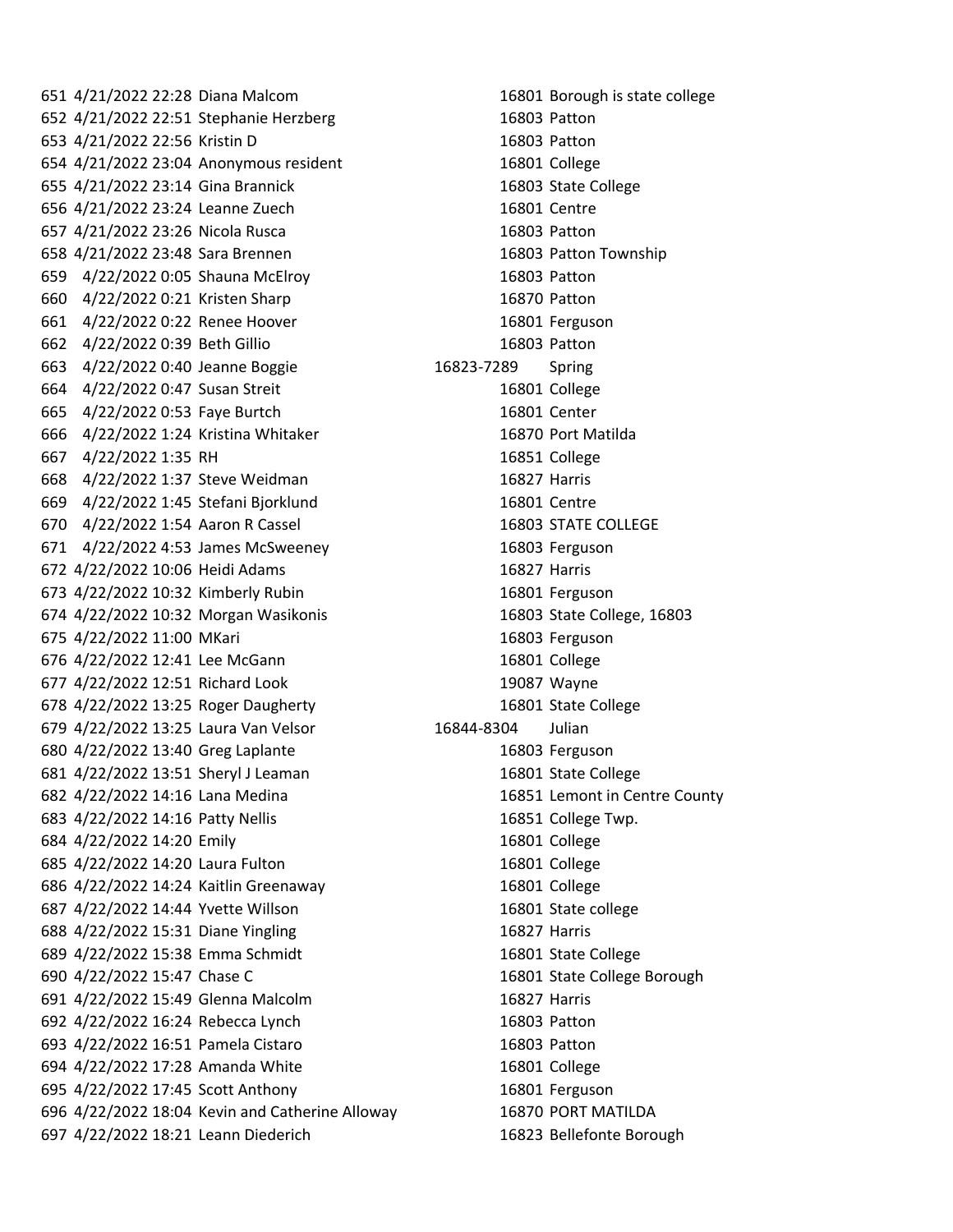| | | | | |
|---|---|---|---|---|
| 651 | 4/21/2022 22:28 | Diana Malcom | 16801 | Borough is state college |
| 652 | 4/21/2022 22:51 | Stephanie Herzberg | 16803 | Patton |
| 653 | 4/21/2022 22:56 | Kristin D | 16803 | Patton |
| 654 | 4/21/2022 23:04 | Anonymous resident | 16801 | College |
| 655 | 4/21/2022 23:14 | Gina Brannick | 16803 | State College |
| 656 | 4/21/2022 23:24 | Leanne Zuech | 16801 | Centre |
| 657 | 4/21/2022 23:26 | Nicola Rusca | 16803 | Patton |
| 658 | 4/21/2022 23:48 | Sara Brennen | 16803 | Patton Township |
| 659 | 4/22/2022 0:05 | Shauna McElroy | 16803 | Patton |
| 660 | 4/22/2022 0:21 | Kristen Sharp | 16870 | Patton |
| 661 | 4/22/2022 0:22 | Renee Hoover | 16801 | Ferguson |
| 662 | 4/22/2022 0:39 | Beth Gillio | 16803 | Patton |
| 663 | 4/22/2022 0:40 | Jeanne Boggie | 16823-7289 | Spring |
| 664 | 4/22/2022 0:47 | Susan Streit | 16801 | College |
| 665 | 4/22/2022 0:53 | Faye Burtch | 16801 | Center |
| 666 | 4/22/2022 1:24 | Kristina Whitaker | 16870 | Port Matilda |
| 667 | 4/22/2022 1:35 | RH | 16851 | College |
| 668 | 4/22/2022 1:37 | Steve Weidman | 16827 | Harris |
| 669 | 4/22/2022 1:45 | Stefani Bjorklund | 16801 | Centre |
| 670 | 4/22/2022 1:54 | Aaron R Cassel | 16803 | STATE COLLEGE |
| 671 | 4/22/2022 4:53 | James McSweeney | 16803 | Ferguson |
| 672 | 4/22/2022 10:06 | Heidi Adams | 16827 | Harris |
| 673 | 4/22/2022 10:32 | Kimberly Rubin | 16801 | Ferguson |
| 674 | 4/22/2022 10:32 | Morgan Wasikonis | 16803 | State College, 16803 |
| 675 | 4/22/2022 11:00 | MKari | 16803 | Ferguson |
| 676 | 4/22/2022 12:41 | Lee McGann | 16801 | College |
| 677 | 4/22/2022 12:51 | Richard Look | 19087 | Wayne |
| 678 | 4/22/2022 13:25 | Roger Daugherty | 16801 | State College |
| 679 | 4/22/2022 13:25 | Laura Van Velsor | 16844-8304 | Julian |
| 680 | 4/22/2022 13:40 | Greg Laplante | 16803 | Ferguson |
| 681 | 4/22/2022 13:51 | Sheryl J Leaman | 16801 | State College |
| 682 | 4/22/2022 14:16 | Lana Medina | 16851 | Lemont in Centre County |
| 683 | 4/22/2022 14:16 | Patty Nellis | 16851 | College Twp. |
| 684 | 4/22/2022 14:20 | Emily | 16801 | College |
| 685 | 4/22/2022 14:20 | Laura Fulton | 16801 | College |
| 686 | 4/22/2022 14:24 | Kaitlin Greenaway | 16801 | College |
| 687 | 4/22/2022 14:44 | Yvette Willson | 16801 | State college |
| 688 | 4/22/2022 15:31 | Diane Yingling | 16827 | Harris |
| 689 | 4/22/2022 15:38 | Emma Schmidt | 16801 | State College |
| 690 | 4/22/2022 15:47 | Chase C | 16801 | State College Borough |
| 691 | 4/22/2022 15:49 | Glenna Malcolm | 16827 | Harris |
| 692 | 4/22/2022 16:24 | Rebecca Lynch | 16803 | Patton |
| 693 | 4/22/2022 16:51 | Pamela Cistaro | 16803 | Patton |
| 694 | 4/22/2022 17:28 | Amanda White | 16801 | College |
| 695 | 4/22/2022 17:45 | Scott Anthony | 16801 | Ferguson |
| 696 | 4/22/2022 18:04 | Kevin and Catherine Alloway | 16870 | PORT MATILDA |
| 697 | 4/22/2022 18:21 | Leann Diederich | 16823 | Bellefonte Borough |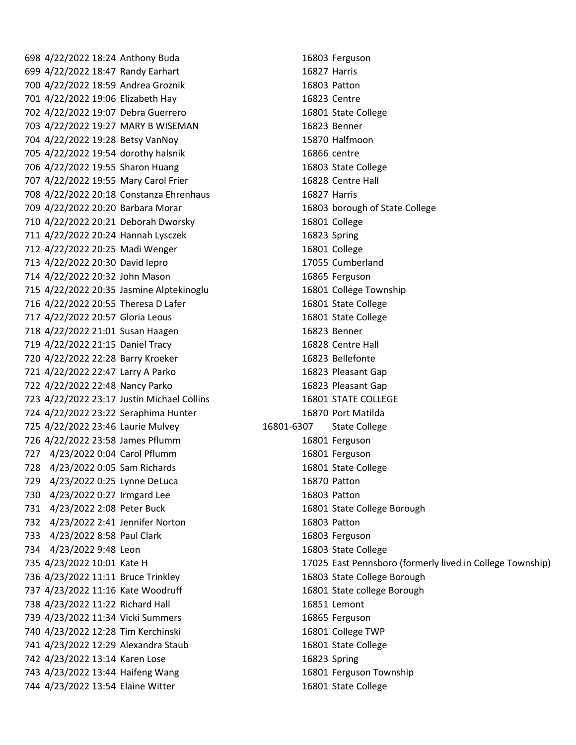| | | | | |
|---|---|---|---|---|
| 698 | 4/22/2022 18:24 | Anthony Buda | 16803 | Ferguson |
| 699 | 4/22/2022 18:47 | Randy Earhart | 16827 | Harris |
| 700 | 4/22/2022 18:59 | Andrea Groznik | 16803 | Patton |
| 701 | 4/22/2022 19:06 | Elizabeth Hay | 16823 | Centre |
| 702 | 4/22/2022 19:07 | Debra Guerrero | 16801 | State College |
| 703 | 4/22/2022 19:27 | MARY B WISEMAN | 16823 | Benner |
| 704 | 4/22/2022 19:28 | Betsy VanNoy | 15870 | Halfmoon |
| 705 | 4/22/2022 19:54 | dorothy halsnik | 16866 | centre |
| 706 | 4/22/2022 19:55 | Sharon Huang | 16803 | State College |
| 707 | 4/22/2022 19:55 | Mary Carol Frier | 16828 | Centre Hall |
| 708 | 4/22/2022 20:18 | Constanza Ehrenhaus | 16827 | Harris |
| 709 | 4/22/2022 20:20 | Barbara Morar | 16803 | borough of State College |
| 710 | 4/22/2022 20:21 | Deborah Dworsky | 16801 | College |
| 711 | 4/22/2022 20:24 | Hannah Lysczek | 16823 | Spring |
| 712 | 4/22/2022 20:25 | Madi Wenger | 16801 | College |
| 713 | 4/22/2022 20:30 | David lepro | 17055 | Cumberland |
| 714 | 4/22/2022 20:32 | John Mason | 16865 | Ferguson |
| 715 | 4/22/2022 20:35 | Jasmine Alptekinoglu | 16801 | College Township |
| 716 | 4/22/2022 20:55 | Theresa D Lafer | 16801 | State College |
| 717 | 4/22/2022 20:57 | Gloria Leous | 16801 | State College |
| 718 | 4/22/2022 21:01 | Susan Haagen | 16823 | Benner |
| 719 | 4/22/2022 21:15 | Daniel Tracy | 16828 | Centre Hall |
| 720 | 4/22/2022 22:28 | Barry Kroeker | 16823 | Bellefonte |
| 721 | 4/22/2022 22:47 | Larry A Parko | 16823 | Pleasant Gap |
| 722 | 4/22/2022 22:48 | Nancy Parko | 16823 | Pleasant Gap |
| 723 | 4/22/2022 23:17 | Justin Michael Collins | 16801 | STATE COLLEGE |
| 724 | 4/22/2022 23:22 | Seraphima Hunter | 16870 | Port Matilda |
| 725 | 4/22/2022 23:46 | Laurie Mulvey | 16801-6307 | State College |
| 726 | 4/22/2022 23:58 | James Pflumm | 16801 | Ferguson |
| 727 | 4/23/2022 0:04 | Carol Pflumm | 16801 | Ferguson |
| 728 | 4/23/2022 0:05 | Sam Richards | 16801 | State College |
| 729 | 4/23/2022 0:25 | Lynne DeLuca | 16870 | Patton |
| 730 | 4/23/2022 0:27 | Irmgard Lee | 16803 | Patton |
| 731 | 4/23/2022 2:08 | Peter Buck | 16801 | State College Borough |
| 732 | 4/23/2022 2:41 | Jennifer Norton | 16803 | Patton |
| 733 | 4/23/2022 8:58 | Paul Clark | 16803 | Ferguson |
| 734 | 4/23/2022 9:48 | Leon | 16803 | State College |
| 735 | 4/23/2022 10:01 | Kate H | 17025 | East Pennsboro (formerly lived in College Township) |
| 736 | 4/23/2022 11:11 | Bruce Trinkley | 16803 | State College Borough |
| 737 | 4/23/2022 11:16 | Kate Woodruff | 16801 | State college Borough |
| 738 | 4/23/2022 11:22 | Richard Hall | 16851 | Lemont |
| 739 | 4/23/2022 11:34 | Vicki Summers | 16865 | Ferguson |
| 740 | 4/23/2022 12:28 | Tim Kerchinski | 16801 | College TWP |
| 741 | 4/23/2022 12:29 | Alexandra Staub | 16801 | State College |
| 742 | 4/23/2022 13:14 | Karen Lose | 16823 | Spring |
| 743 | 4/23/2022 13:44 | Haifeng Wang | 16801 | Ferguson Township |
| 744 | 4/23/2022 13:54 | Elaine Witter | 16801 | State College |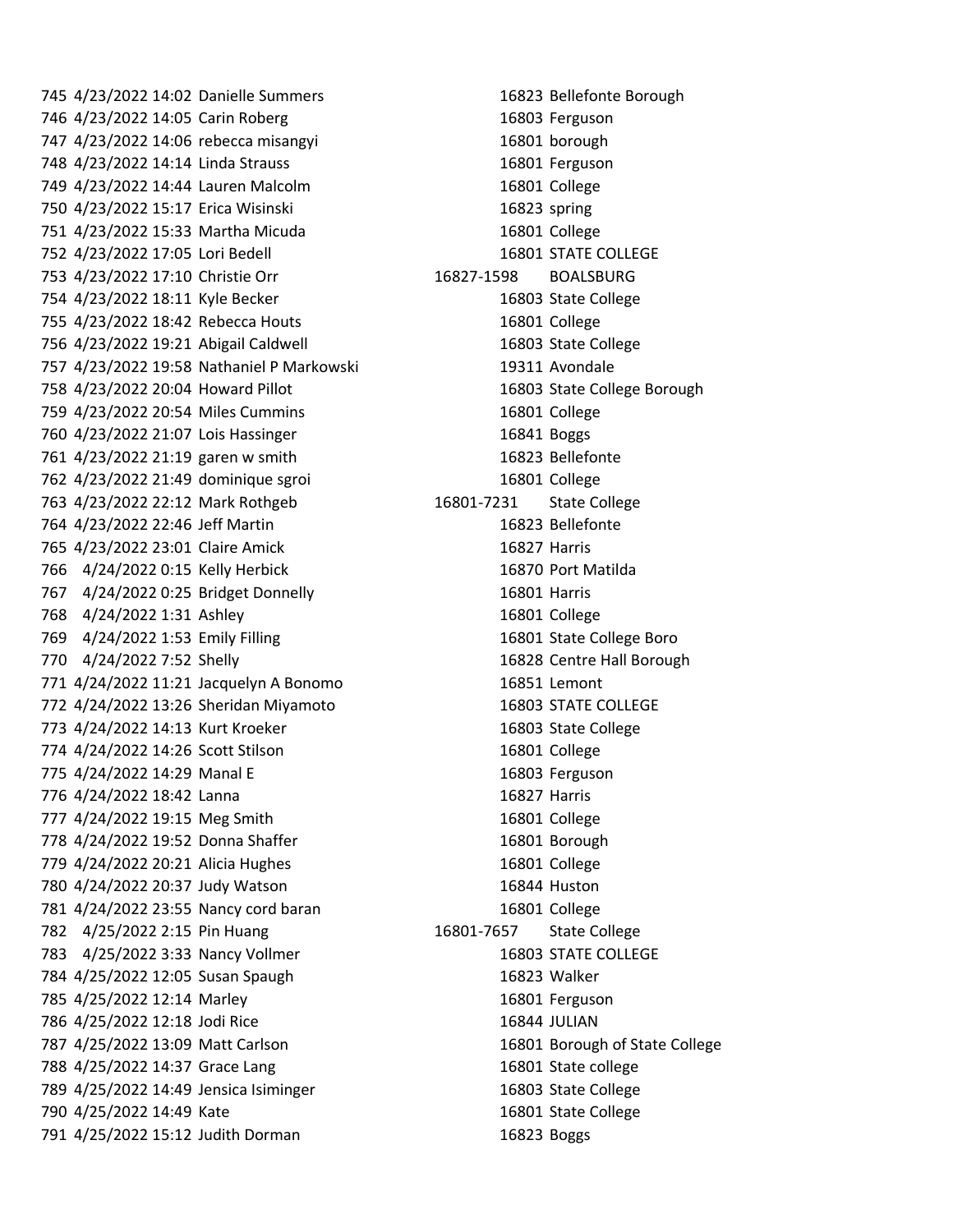| | | | | |
|---|---|---|---|---|
| 745 | 4/23/2022 14:02 | Danielle Summers | 16823 | Bellefonte Borough |
| 746 | 4/23/2022 14:05 | Carin Roberg | 16803 | Ferguson |
| 747 | 4/23/2022 14:06 | rebecca misangyi | 16801 | borough |
| 748 | 4/23/2022 14:14 | Linda Strauss | 16801 | Ferguson |
| 749 | 4/23/2022 14:44 | Lauren Malcolm | 16801 | College |
| 750 | 4/23/2022 15:17 | Erica Wisinski | 16823 | spring |
| 751 | 4/23/2022 15:33 | Martha Micuda | 16801 | College |
| 752 | 4/23/2022 17:05 | Lori Bedell | 16801 | STATE COLLEGE |
| 753 | 4/23/2022 17:10 | Christie Orr | 16827-1598 | BOALSBURG |
| 754 | 4/23/2022 18:11 | Kyle Becker | 16803 | State College |
| 755 | 4/23/2022 18:42 | Rebecca Houts | 16801 | College |
| 756 | 4/23/2022 19:21 | Abigail Caldwell | 16803 | State College |
| 757 | 4/23/2022 19:58 | Nathaniel P Markowski | 19311 | Avondale |
| 758 | 4/23/2022 20:04 | Howard Pillot | 16803 | State College Borough |
| 759 | 4/23/2022 20:54 | Miles Cummins | 16801 | College |
| 760 | 4/23/2022 21:07 | Lois Hassinger | 16841 | Boggs |
| 761 | 4/23/2022 21:19 | garen w smith | 16823 | Bellefonte |
| 762 | 4/23/2022 21:49 | dominique sgroi | 16801 | College |
| 763 | 4/23/2022 22:12 | Mark Rothgeb | 16801-7231 | State College |
| 764 | 4/23/2022 22:46 | Jeff Martin | 16823 | Bellefonte |
| 765 | 4/23/2022 23:01 | Claire Amick | 16827 | Harris |
| 766 | 4/24/2022 0:15 | Kelly Herbick | 16870 | Port Matilda |
| 767 | 4/24/2022 0:25 | Bridget Donnelly | 16801 | Harris |
| 768 | 4/24/2022 1:31 | Ashley | 16801 | College |
| 769 | 4/24/2022 1:53 | Emily Filling | 16801 | State College Boro |
| 770 | 4/24/2022 7:52 | Shelly | 16828 | Centre Hall Borough |
| 771 | 4/24/2022 11:21 | Jacquelyn A Bonomo | 16851 | Lemont |
| 772 | 4/24/2022 13:26 | Sheridan Miyamoto | 16803 | STATE COLLEGE |
| 773 | 4/24/2022 14:13 | Kurt Kroeker | 16803 | State College |
| 774 | 4/24/2022 14:26 | Scott Stilson | 16801 | College |
| 775 | 4/24/2022 14:29 | Manal E | 16803 | Ferguson |
| 776 | 4/24/2022 18:42 | Lanna | 16827 | Harris |
| 777 | 4/24/2022 19:15 | Meg Smith | 16801 | College |
| 778 | 4/24/2022 19:52 | Donna Shaffer | 16801 | Borough |
| 779 | 4/24/2022 20:21 | Alicia Hughes | 16801 | College |
| 780 | 4/24/2022 20:37 | Judy Watson | 16844 | Huston |
| 781 | 4/24/2022 23:55 | Nancy cord baran | 16801 | College |
| 782 | 4/25/2022 2:15 | Pin Huang | 16801-7657 | State College |
| 783 | 4/25/2022 3:33 | Nancy Vollmer | 16803 | STATE COLLEGE |
| 784 | 4/25/2022 12:05 | Susan Spaugh | 16823 | Walker |
| 785 | 4/25/2022 12:14 | Marley | 16801 | Ferguson |
| 786 | 4/25/2022 12:18 | Jodi Rice | 16844 | JULIAN |
| 787 | 4/25/2022 13:09 | Matt Carlson | 16801 | Borough of State College |
| 788 | 4/25/2022 14:37 | Grace Lang | 16801 | State college |
| 789 | 4/25/2022 14:49 | Jensica Isiminger | 16803 | State College |
| 790 | 4/25/2022 14:49 | Kate | 16801 | State College |
| 791 | 4/25/2022 15:12 | Judith Dorman | 16823 | Boggs |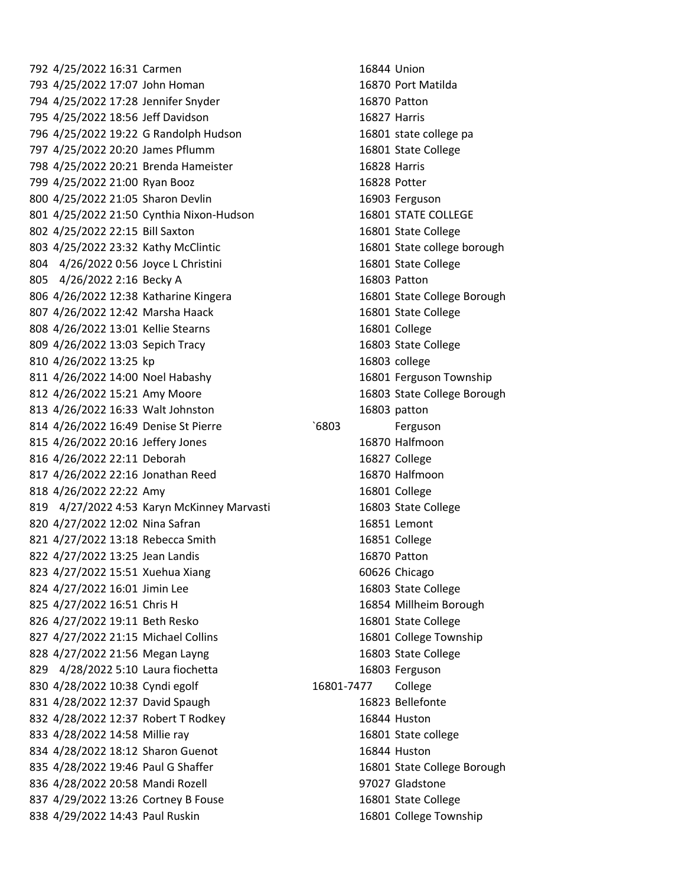| | | | | |
|---|---|---|---|---|
| 792 | 4/25/2022 16:31 | Carmen | 16844 | Union |
| 793 | 4/25/2022 17:07 | John Homan | 16870 | Port Matilda |
| 794 | 4/25/2022 17:28 | Jennifer Snyder | 16870 | Patton |
| 795 | 4/25/2022 18:56 | Jeff Davidson | 16827 | Harris |
| 796 | 4/25/2022 19:22 | G Randolph Hudson | 16801 | state college pa |
| 797 | 4/25/2022 20:20 | James Pflumm | 16801 | State College |
| 798 | 4/25/2022 20:21 | Brenda Hameister | 16828 | Harris |
| 799 | 4/25/2022 21:00 | Ryan Booz | 16828 | Potter |
| 800 | 4/25/2022 21:05 | Sharon Devlin | 16903 | Ferguson |
| 801 | 4/25/2022 21:50 | Cynthia Nixon-Hudson | 16801 | STATE COLLEGE |
| 802 | 4/25/2022 22:15 | Bill Saxton | 16801 | State College |
| 803 | 4/25/2022 23:32 | Kathy McClintic | 16801 | State college borough |
| 804 | 4/26/2022 0:56 | Joyce L Christini | 16801 | State College |
| 805 | 4/26/2022 2:16 | Becky A | 16803 | Patton |
| 806 | 4/26/2022 12:38 | Katharine Kingera | 16801 | State College Borough |
| 807 | 4/26/2022 12:42 | Marsha Haack | 16801 | State College |
| 808 | 4/26/2022 13:01 | Kellie Stearns | 16801 | College |
| 809 | 4/26/2022 13:03 | Sepich Tracy | 16803 | State College |
| 810 | 4/26/2022 13:25 | kp | 16803 | college |
| 811 | 4/26/2022 14:00 | Noel Habashy | 16801 | Ferguson Township |
| 812 | 4/26/2022 15:21 | Amy Moore | 16803 | State College Borough |
| 813 | 4/26/2022 16:33 | Walt Johnston | 16803 | patton |
| 814 | 4/26/2022 16:49 | Denise St Pierre | `6803 | Ferguson |
| 815 | 4/26/2022 20:16 | Jeffery Jones | 16870 | Halfmoon |
| 816 | 4/26/2022 22:11 | Deborah | 16827 | College |
| 817 | 4/26/2022 22:16 | Jonathan Reed | 16870 | Halfmoon |
| 818 | 4/26/2022 22:22 | Amy | 16801 | College |
| 819 | 4/27/2022 4:53 | Karyn McKinney Marvasti | 16803 | State College |
| 820 | 4/27/2022 12:02 | Nina Safran | 16851 | Lemont |
| 821 | 4/27/2022 13:18 | Rebecca Smith | 16851 | College |
| 822 | 4/27/2022 13:25 | Jean Landis | 16870 | Patton |
| 823 | 4/27/2022 15:51 | Xuehua Xiang | 60626 | Chicago |
| 824 | 4/27/2022 16:01 | Jimin Lee | 16803 | State College |
| 825 | 4/27/2022 16:51 | Chris H | 16854 | Millheim Borough |
| 826 | 4/27/2022 19:11 | Beth Resko | 16801 | State College |
| 827 | 4/27/2022 21:15 | Michael Collins | 16801 | College Township |
| 828 | 4/27/2022 21:56 | Megan Layng | 16803 | State College |
| 829 | 4/28/2022 5:10 | Laura fiochetta | 16803 | Ferguson |
| 830 | 4/28/2022 10:38 | Cyndi egolf | 16801-7477 | College |
| 831 | 4/28/2022 12:37 | David Spaugh | 16823 | Bellefonte |
| 832 | 4/28/2022 12:37 | Robert T Rodkey | 16844 | Huston |
| 833 | 4/28/2022 14:58 | Millie ray | 16801 | State college |
| 834 | 4/28/2022 18:12 | Sharon Guenot | 16844 | Huston |
| 835 | 4/28/2022 19:46 | Paul G Shaffer | 16801 | State College Borough |
| 836 | 4/28/2022 20:58 | Mandi Rozell | 97027 | Gladstone |
| 837 | 4/29/2022 13:26 | Cortney B Fouse | 16801 | State College |
| 838 | 4/29/2022 14:43 | Paul Ruskin | 16801 | College Township |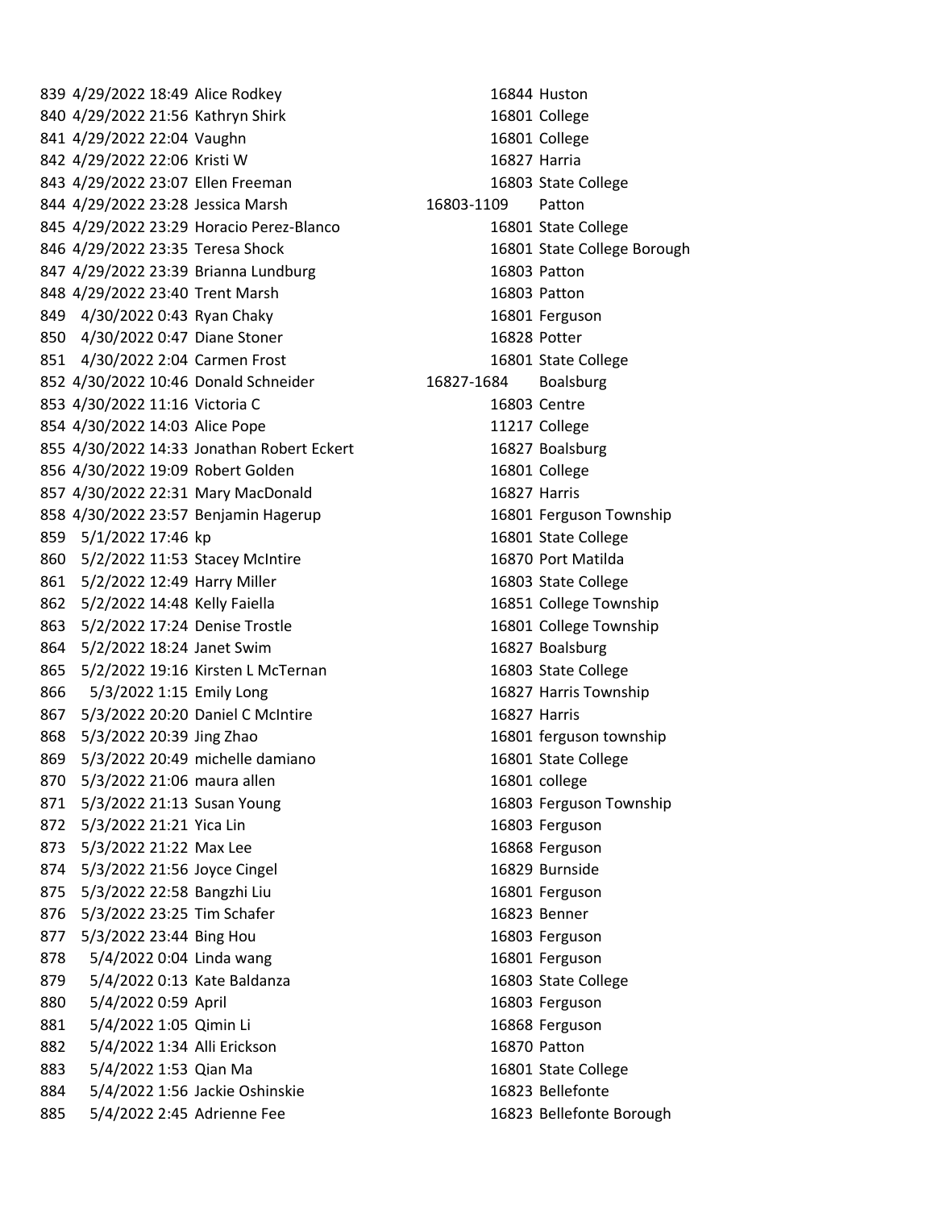| | | | | |
|---|---|---|---|---|
| 839 | 4/29/2022 18:49 | Alice Rodkey | 16844 | Huston |
| 840 | 4/29/2022 21:56 | Kathryn Shirk | 16801 | College |
| 841 | 4/29/2022 22:04 | Vaughn | 16801 | College |
| 842 | 4/29/2022 22:06 | Kristi W | 16827 | Harria |
| 843 | 4/29/2022 23:07 | Ellen Freeman | 16803 | State College |
| 844 | 4/29/2022 23:28 | Jessica Marsh | 16803-1109 | Patton |
| 845 | 4/29/2022 23:29 | Horacio Perez-Blanco | 16801 | State College |
| 846 | 4/29/2022 23:35 | Teresa Shock | 16801 | State College Borough |
| 847 | 4/29/2022 23:39 | Brianna Lundburg | 16803 | Patton |
| 848 | 4/29/2022 23:40 | Trent Marsh | 16803 | Patton |
| 849 | 4/30/2022 0:43 | Ryan Chaky | 16801 | Ferguson |
| 850 | 4/30/2022 0:47 | Diane Stoner | 16828 | Potter |
| 851 | 4/30/2022 2:04 | Carmen Frost | 16801 | State College |
| 852 | 4/30/2022 10:46 | Donald Schneider | 16827-1684 | Boalsburg |
| 853 | 4/30/2022 11:16 | Victoria C | 16803 | Centre |
| 854 | 4/30/2022 14:03 | Alice Pope | 11217 | College |
| 855 | 4/30/2022 14:33 | Jonathan Robert Eckert | 16827 | Boalsburg |
| 856 | 4/30/2022 19:09 | Robert Golden | 16801 | College |
| 857 | 4/30/2022 22:31 | Mary MacDonald | 16827 | Harris |
| 858 | 4/30/2022 23:57 | Benjamin Hagerup | 16801 | Ferguson Township |
| 859 | 5/1/2022 17:46 | kp | 16801 | State College |
| 860 | 5/2/2022 11:53 | Stacey McIntire | 16870 | Port Matilda |
| 861 | 5/2/2022 12:49 | Harry Miller | 16803 | State College |
| 862 | 5/2/2022 14:48 | Kelly Faiella | 16851 | College Township |
| 863 | 5/2/2022 17:24 | Denise Trostle | 16801 | College Township |
| 864 | 5/2/2022 18:24 | Janet Swim | 16827 | Boalsburg |
| 865 | 5/2/2022 19:16 | Kirsten L McTernan | 16803 | State College |
| 866 | 5/3/2022 1:15 | Emily Long | 16827 | Harris Township |
| 867 | 5/3/2022 20:20 | Daniel C McIntire | 16827 | Harris |
| 868 | 5/3/2022 20:39 | Jing Zhao | 16801 | ferguson township |
| 869 | 5/3/2022 20:49 | michelle damiano | 16801 | State College |
| 870 | 5/3/2022 21:06 | maura allen | 16801 | college |
| 871 | 5/3/2022 21:13 | Susan Young | 16803 | Ferguson Township |
| 872 | 5/3/2022 21:21 | Yica Lin | 16803 | Ferguson |
| 873 | 5/3/2022 21:22 | Max Lee | 16868 | Ferguson |
| 874 | 5/3/2022 21:56 | Joyce Cingel | 16829 | Burnside |
| 875 | 5/3/2022 22:58 | Bangzhi Liu | 16801 | Ferguson |
| 876 | 5/3/2022 23:25 | Tim Schafer | 16823 | Benner |
| 877 | 5/3/2022 23:44 | Bing Hou | 16803 | Ferguson |
| 878 | 5/4/2022 0:04 | Linda wang | 16801 | Ferguson |
| 879 | 5/4/2022 0:13 | Kate Baldanza | 16803 | State College |
| 880 | 5/4/2022 0:59 | April | 16803 | Ferguson |
| 881 | 5/4/2022 1:05 | Qimin Li | 16868 | Ferguson |
| 882 | 5/4/2022 1:34 | Alli Erickson | 16870 | Patton |
| 883 | 5/4/2022 1:53 | Qian Ma | 16801 | State College |
| 884 | 5/4/2022 1:56 | Jackie Oshinskie | 16823 | Bellefonte |
| 885 | 5/4/2022 2:45 | Adrienne Fee | 16823 | Bellefonte Borough |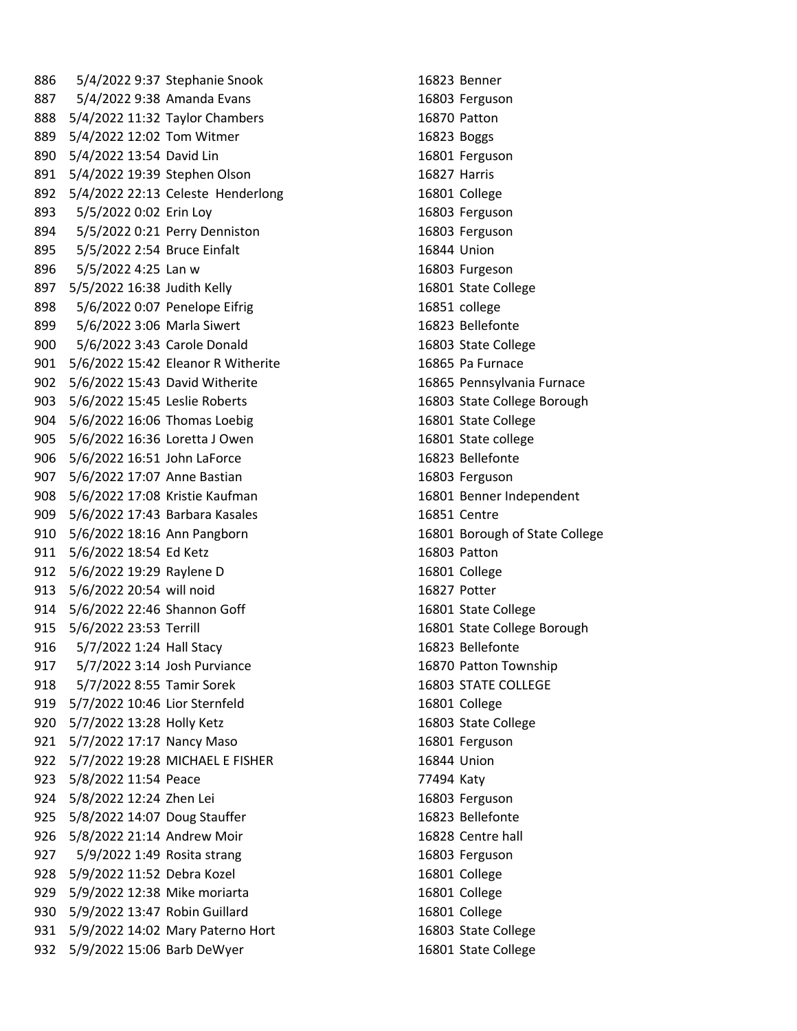| | | | | |
|---|---|---|---|---|
| 886 | 5/4/2022 9:37 | Stephanie Snook | 16823 | Benner |
| 887 | 5/4/2022 9:38 | Amanda Evans | 16803 | Ferguson |
| 888 | 5/4/2022 11:32 | Taylor Chambers | 16870 | Patton |
| 889 | 5/4/2022 12:02 | Tom Witmer | 16823 | Boggs |
| 890 | 5/4/2022 13:54 | David Lin | 16801 | Ferguson |
| 891 | 5/4/2022 19:39 | Stephen Olson | 16827 | Harris |
| 892 | 5/4/2022 22:13 | Celeste  Henderlong | 16801 | College |
| 893 | 5/5/2022 0:02 | Erin Loy | 16803 | Ferguson |
| 894 | 5/5/2022 0:21 | Perry Denniston | 16803 | Ferguson |
| 895 | 5/5/2022 2:54 | Bruce Einfalt | 16844 | Union |
| 896 | 5/5/2022 4:25 | Lan w | 16803 | Furgeson |
| 897 | 5/5/2022 16:38 | Judith Kelly | 16801 | State College |
| 898 | 5/6/2022 0:07 | Penelope Eifrig | 16851 | college |
| 899 | 5/6/2022 3:06 | Marla Siwert | 16823 | Bellefonte |
| 900 | 5/6/2022 3:43 | Carole Donald | 16803 | State College |
| 901 | 5/6/2022 15:42 | Eleanor R Witherite | 16865 | Pa Furnace |
| 902 | 5/6/2022 15:43 | David Witherite | 16865 | Pennsylvania Furnace |
| 903 | 5/6/2022 15:45 | Leslie Roberts | 16803 | State College Borough |
| 904 | 5/6/2022 16:06 | Thomas Loebig | 16801 | State College |
| 905 | 5/6/2022 16:36 | Loretta J Owen | 16801 | State college |
| 906 | 5/6/2022 16:51 | John LaForce | 16823 | Bellefonte |
| 907 | 5/6/2022 17:07 | Anne Bastian | 16803 | Ferguson |
| 908 | 5/6/2022 17:08 | Kristie Kaufman | 16801 | Benner Independent |
| 909 | 5/6/2022 17:43 | Barbara Kasales | 16851 | Centre |
| 910 | 5/6/2022 18:16 | Ann Pangborn | 16801 | Borough of State College |
| 911 | 5/6/2022 18:54 | Ed Ketz | 16803 | Patton |
| 912 | 5/6/2022 19:29 | Raylene D | 16801 | College |
| 913 | 5/6/2022 20:54 | will noid | 16827 | Potter |
| 914 | 5/6/2022 22:46 | Shannon Goff | 16801 | State College |
| 915 | 5/6/2022 23:53 | Terrill | 16801 | State College Borough |
| 916 | 5/7/2022 1:24 | Hall Stacy | 16823 | Bellefonte |
| 917 | 5/7/2022 3:14 | Josh Purviance | 16870 | Patton Township |
| 918 | 5/7/2022 8:55 | Tamir Sorek | 16803 | STATE COLLEGE |
| 919 | 5/7/2022 10:46 | Lior Sternfeld | 16801 | College |
| 920 | 5/7/2022 13:28 | Holly Ketz | 16803 | State College |
| 921 | 5/7/2022 17:17 | Nancy Maso | 16801 | Ferguson |
| 922 | 5/7/2022 19:28 | MICHAEL E FISHER | 16844 | Union |
| 923 | 5/8/2022 11:54 | Peace | 77494 | Katy |
| 924 | 5/8/2022 12:24 | Zhen Lei | 16803 | Ferguson |
| 925 | 5/8/2022 14:07 | Doug Stauffer | 16823 | Bellefonte |
| 926 | 5/8/2022 21:14 | Andrew Moir | 16828 | Centre hall |
| 927 | 5/9/2022 1:49 | Rosita strang | 16803 | Ferguson |
| 928 | 5/9/2022 11:52 | Debra Kozel | 16801 | College |
| 929 | 5/9/2022 12:38 | Mike moriarta | 16801 | College |
| 930 | 5/9/2022 13:47 | Robin Guillard | 16801 | College |
| 931 | 5/9/2022 14:02 | Mary Paterno Hort | 16803 | State College |
| 932 | 5/9/2022 15:06 | Barb DeWyer | 16801 | State College |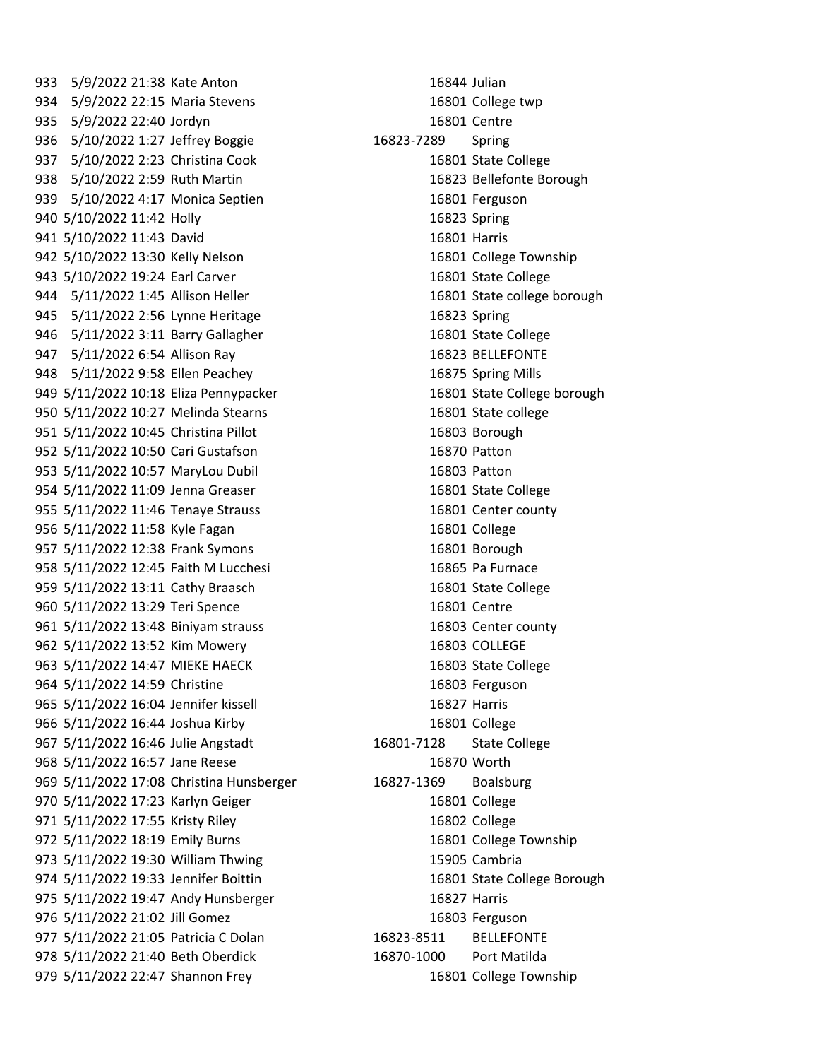| | | | | |
|---|---|---|---|---|
| 933 | 5/9/2022 21:38 | Kate Anton | 16844 | Julian |
| 934 | 5/9/2022 22:15 | Maria Stevens | 16801 | College twp |
| 935 | 5/9/2022 22:40 | Jordyn | 16801 | Centre |
| 936 | 5/10/2022 1:27 | Jeffrey Boggie | 16823-7289 | Spring |
| 937 | 5/10/2022 2:23 | Christina Cook | 16801 | State College |
| 938 | 5/10/2022 2:59 | Ruth Martin | 16823 | Bellefonte Borough |
| 939 | 5/10/2022 4:17 | Monica Septien | 16801 | Ferguson |
| 940 | 5/10/2022 11:42 | Holly | 16823 | Spring |
| 941 | 5/10/2022 11:43 | David | 16801 | Harris |
| 942 | 5/10/2022 13:30 | Kelly Nelson | 16801 | College Township |
| 943 | 5/10/2022 19:24 | Earl Carver | 16801 | State College |
| 944 | 5/11/2022 1:45 | Allison Heller | 16801 | State college borough |
| 945 | 5/11/2022 2:56 | Lynne Heritage | 16823 | Spring |
| 946 | 5/11/2022 3:11 | Barry Gallagher | 16801 | State College |
| 947 | 5/11/2022 6:54 | Allison Ray | 16823 | BELLEFONTE |
| 948 | 5/11/2022 9:58 | Ellen Peachey | 16875 | Spring Mills |
| 949 | 5/11/2022 10:18 | Eliza Pennypacker | 16801 | State College borough |
| 950 | 5/11/2022 10:27 | Melinda Stearns | 16801 | State college |
| 951 | 5/11/2022 10:45 | Christina Pillot | 16803 | Borough |
| 952 | 5/11/2022 10:50 | Cari Gustafson | 16870 | Patton |
| 953 | 5/11/2022 10:57 | MaryLou Dubil | 16803 | Patton |
| 954 | 5/11/2022 11:09 | Jenna Greaser | 16801 | State College |
| 955 | 5/11/2022 11:46 | Tenaye Strauss | 16801 | Center county |
| 956 | 5/11/2022 11:58 | Kyle Fagan | 16801 | College |
| 957 | 5/11/2022 12:38 | Frank Symons | 16801 | Borough |
| 958 | 5/11/2022 12:45 | Faith M Lucchesi | 16865 | Pa Furnace |
| 959 | 5/11/2022 13:11 | Cathy Braasch | 16801 | State College |
| 960 | 5/11/2022 13:29 | Teri Spence | 16801 | Centre |
| 961 | 5/11/2022 13:48 | Biniyam strauss | 16803 | Center county |
| 962 | 5/11/2022 13:52 | Kim Mowery | 16803 | COLLEGE |
| 963 | 5/11/2022 14:47 | MIEKE HAECK | 16803 | State College |
| 964 | 5/11/2022 14:59 | Christine | 16803 | Ferguson |
| 965 | 5/11/2022 16:04 | Jennifer kissell | 16827 | Harris |
| 966 | 5/11/2022 16:44 | Joshua Kirby | 16801 | College |
| 967 | 5/11/2022 16:46 | Julie Angstadt | 16801-7128 | State College |
| 968 | 5/11/2022 16:57 | Jane Reese | 16870 | Worth |
| 969 | 5/11/2022 17:08 | Christina Hunsberger | 16827-1369 | Boalsburg |
| 970 | 5/11/2022 17:23 | Karlyn Geiger | 16801 | College |
| 971 | 5/11/2022 17:55 | Kristy Riley | 16802 | College |
| 972 | 5/11/2022 18:19 | Emily Burns | 16801 | College Township |
| 973 | 5/11/2022 19:30 | William Thwing | 15905 | Cambria |
| 974 | 5/11/2022 19:33 | Jennifer Boittin | 16801 | State College Borough |
| 975 | 5/11/2022 19:47 | Andy Hunsberger | 16827 | Harris |
| 976 | 5/11/2022 21:02 | Jill Gomez | 16803 | Ferguson |
| 977 | 5/11/2022 21:05 | Patricia C Dolan | 16823-8511 | BELLEFONTE |
| 978 | 5/11/2022 21:40 | Beth Oberdick | 16870-1000 | Port Matilda |
| 979 | 5/11/2022 22:47 | Shannon Frey | 16801 | College Township |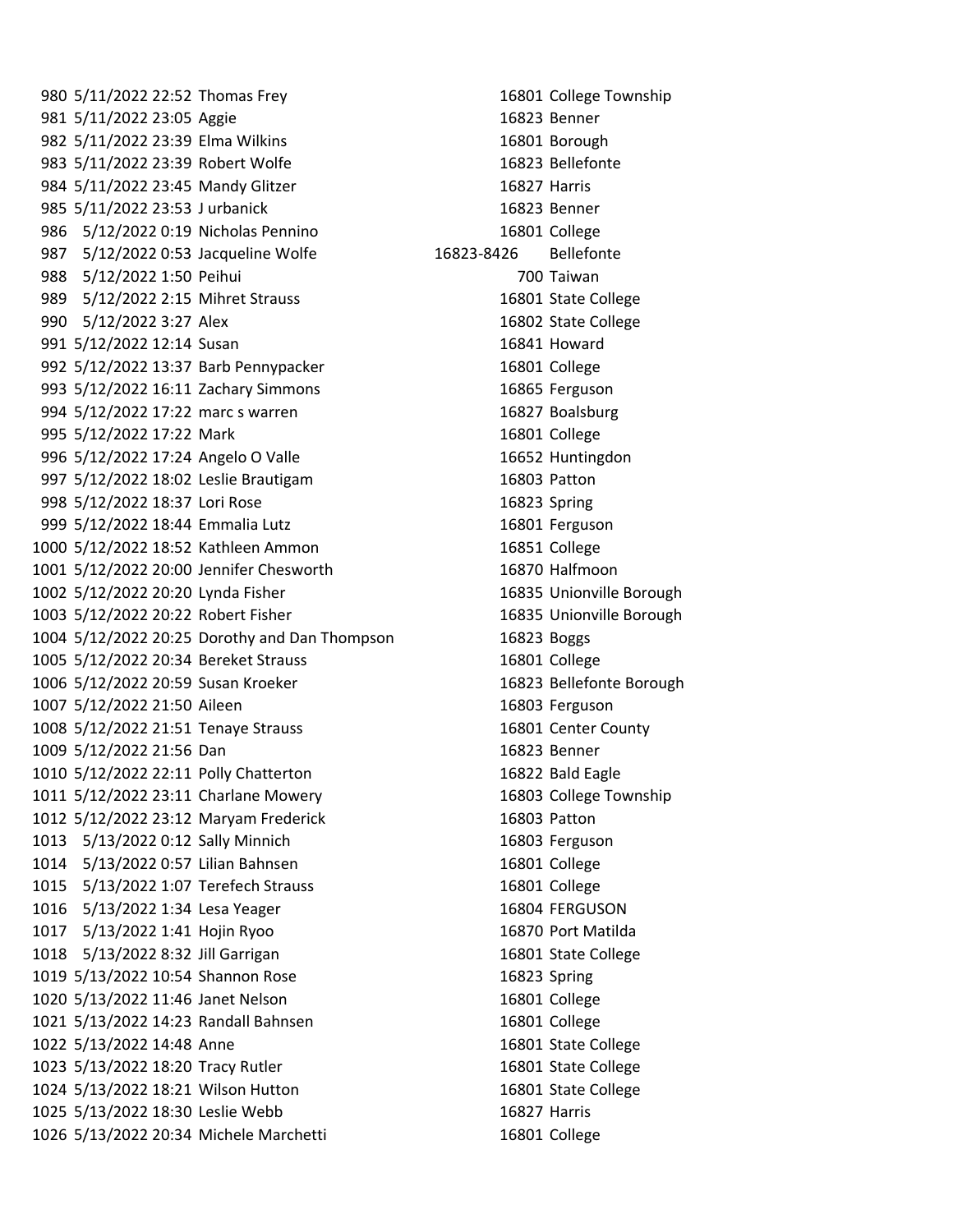| | | | | |
|---|---|---|---|---|
| 980 | 5/11/2022 22:52 | Thomas Frey | 16801 | College Township |
| 981 | 5/11/2022 23:05 | Aggie | 16823 | Benner |
| 982 | 5/11/2022 23:39 | Elma Wilkins | 16801 | Borough |
| 983 | 5/11/2022 23:39 | Robert Wolfe | 16823 | Bellefonte |
| 984 | 5/11/2022 23:45 | Mandy Glitzer | 16827 | Harris |
| 985 | 5/11/2022 23:53 | J urbanick | 16823 | Benner |
| 986 | 5/12/2022 0:19 | Nicholas Pennino | 16801 | College |
| 987 | 5/12/2022 0:53 | Jacqueline Wolfe | 16823-8426 | Bellefonte |
| 988 | 5/12/2022 1:50 | Peihui | 700 | Taiwan |
| 989 | 5/12/2022 2:15 | Mihret Strauss | 16801 | State College |
| 990 | 5/12/2022 3:27 | Alex | 16802 | State College |
| 991 | 5/12/2022 12:14 | Susan | 16841 | Howard |
| 992 | 5/12/2022 13:37 | Barb Pennypacker | 16801 | College |
| 993 | 5/12/2022 16:11 | Zachary Simmons | 16865 | Ferguson |
| 994 | 5/12/2022 17:22 | marc s warren | 16827 | Boalsburg |
| 995 | 5/12/2022 17:22 | Mark | 16801 | College |
| 996 | 5/12/2022 17:24 | Angelo O Valle | 16652 | Huntingdon |
| 997 | 5/12/2022 18:02 | Leslie Brautigam | 16803 | Patton |
| 998 | 5/12/2022 18:37 | Lori Rose | 16823 | Spring |
| 999 | 5/12/2022 18:44 | Emmalia Lutz | 16801 | Ferguson |
| 1000 | 5/12/2022 18:52 | Kathleen Ammon | 16851 | College |
| 1001 | 5/12/2022 20:00 | Jennifer Chesworth | 16870 | Halfmoon |
| 1002 | 5/12/2022 20:20 | Lynda Fisher | 16835 | Unionville Borough |
| 1003 | 5/12/2022 20:22 | Robert Fisher | 16835 | Unionville Borough |
| 1004 | 5/12/2022 20:25 | Dorothy and Dan Thompson | 16823 | Boggs |
| 1005 | 5/12/2022 20:34 | Bereket Strauss | 16801 | College |
| 1006 | 5/12/2022 20:59 | Susan Kroeker | 16823 | Bellefonte Borough |
| 1007 | 5/12/2022 21:50 | Aileen | 16803 | Ferguson |
| 1008 | 5/12/2022 21:51 | Tenaye Strauss | 16801 | Center County |
| 1009 | 5/12/2022 21:56 | Dan | 16823 | Benner |
| 1010 | 5/12/2022 22:11 | Polly Chatterton | 16822 | Bald Eagle |
| 1011 | 5/12/2022 23:11 | Charlane Mowery | 16803 | College Township |
| 1012 | 5/12/2022 23:12 | Maryam Frederick | 16803 | Patton |
| 1013 | 5/13/2022 0:12 | Sally Minnich | 16803 | Ferguson |
| 1014 | 5/13/2022 0:57 | Lilian Bahnsen | 16801 | College |
| 1015 | 5/13/2022 1:07 | Terefech Strauss | 16801 | College |
| 1016 | 5/13/2022 1:34 | Lesa Yeager | 16804 | FERGUSON |
| 1017 | 5/13/2022 1:41 | Hojin Ryoo | 16870 | Port Matilda |
| 1018 | 5/13/2022 8:32 | Jill Garrigan | 16801 | State College |
| 1019 | 5/13/2022 10:54 | Shannon Rose | 16823 | Spring |
| 1020 | 5/13/2022 11:46 | Janet Nelson | 16801 | College |
| 1021 | 5/13/2022 14:23 | Randall Bahnsen | 16801 | College |
| 1022 | 5/13/2022 14:48 | Anne | 16801 | State College |
| 1023 | 5/13/2022 18:20 | Tracy Rutler | 16801 | State College |
| 1024 | 5/13/2022 18:21 | Wilson Hutton | 16801 | State College |
| 1025 | 5/13/2022 18:30 | Leslie Webb | 16827 | Harris |
| 1026 | 5/13/2022 20:34 | Michele Marchetti | 16801 | College |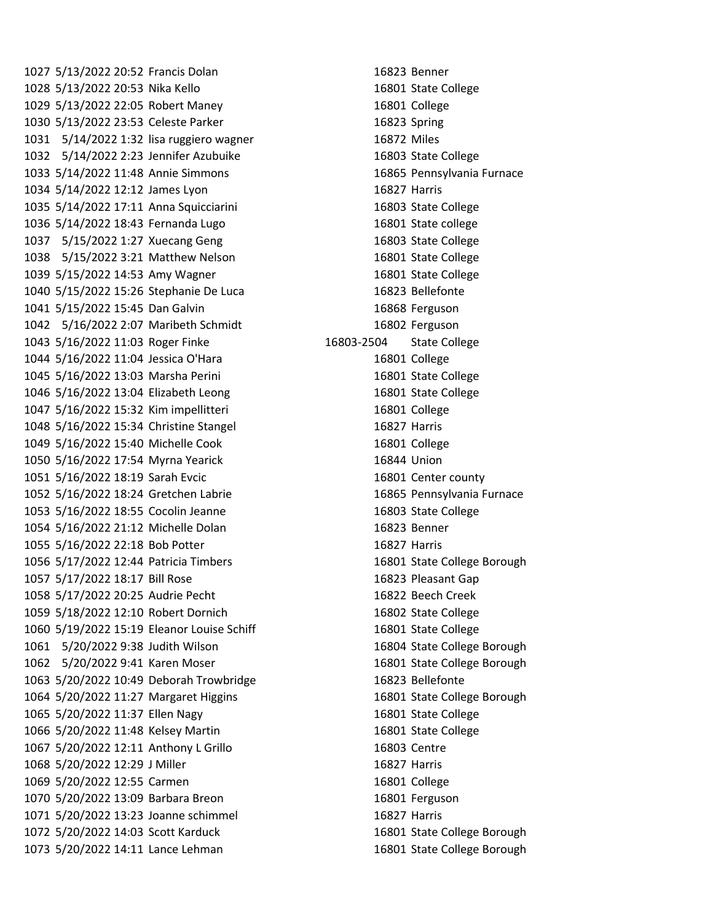| | | | | |
|---|---|---|---|---|
| 1027 | 5/13/2022 20:52 | Francis Dolan | 16823 | Benner |
| 1028 | 5/13/2022 20:53 | Nika Kello | 16801 | State College |
| 1029 | 5/13/2022 22:05 | Robert Maney | 16801 | College |
| 1030 | 5/13/2022 23:53 | Celeste Parker | 16823 | Spring |
| 1031 | 5/14/2022 1:32 | lisa ruggiero wagner | 16872 | Miles |
| 1032 | 5/14/2022 2:23 | Jennifer Azubuike | 16803 | State College |
| 1033 | 5/14/2022 11:48 | Annie Simmons | 16865 | Pennsylvania Furnace |
| 1034 | 5/14/2022 12:12 | James Lyon | 16827 | Harris |
| 1035 | 5/14/2022 17:11 | Anna Squicciarini | 16803 | State College |
| 1036 | 5/14/2022 18:43 | Fernanda Lugo | 16801 | State college |
| 1037 | 5/15/2022 1:27 | Xuecang Geng | 16803 | State College |
| 1038 | 5/15/2022 3:21 | Matthew Nelson | 16801 | State College |
| 1039 | 5/15/2022 14:53 | Amy Wagner | 16801 | State College |
| 1040 | 5/15/2022 15:26 | Stephanie De Luca | 16823 | Bellefonte |
| 1041 | 5/15/2022 15:45 | Dan Galvin | 16868 | Ferguson |
| 1042 | 5/16/2022 2:07 | Maribeth Schmidt | 16802 | Ferguson |
| 1043 | 5/16/2022 11:03 | Roger Finke | 16803-2504 | State College |
| 1044 | 5/16/2022 11:04 | Jessica O'Hara | 16801 | College |
| 1045 | 5/16/2022 13:03 | Marsha Perini | 16801 | State College |
| 1046 | 5/16/2022 13:04 | Elizabeth Leong | 16801 | State College |
| 1047 | 5/16/2022 15:32 | Kim impellitteri | 16801 | College |
| 1048 | 5/16/2022 15:34 | Christine Stangel | 16827 | Harris |
| 1049 | 5/16/2022 15:40 | Michelle Cook | 16801 | College |
| 1050 | 5/16/2022 17:54 | Myrna Yearick | 16844 | Union |
| 1051 | 5/16/2022 18:19 | Sarah Evcic | 16801 | Center county |
| 1052 | 5/16/2022 18:24 | Gretchen Labrie | 16865 | Pennsylvania Furnace |
| 1053 | 5/16/2022 18:55 | Cocolin Jeanne | 16803 | State College |
| 1054 | 5/16/2022 21:12 | Michelle Dolan | 16823 | Benner |
| 1055 | 5/16/2022 22:18 | Bob Potter | 16827 | Harris |
| 1056 | 5/17/2022 12:44 | Patricia Timbers | 16801 | State College Borough |
| 1057 | 5/17/2022 18:17 | Bill Rose | 16823 | Pleasant Gap |
| 1058 | 5/17/2022 20:25 | Audrie Pecht | 16822 | Beech Creek |
| 1059 | 5/18/2022 12:10 | Robert Dornich | 16802 | State College |
| 1060 | 5/19/2022 15:19 | Eleanor Louise Schiff | 16801 | State College |
| 1061 | 5/20/2022 9:38 | Judith Wilson | 16804 | State College Borough |
| 1062 | 5/20/2022 9:41 | Karen Moser | 16801 | State College Borough |
| 1063 | 5/20/2022 10:49 | Deborah Trowbridge | 16823 | Bellefonte |
| 1064 | 5/20/2022 11:27 | Margaret Higgins | 16801 | State College Borough |
| 1065 | 5/20/2022 11:37 | Ellen Nagy | 16801 | State College |
| 1066 | 5/20/2022 11:48 | Kelsey Martin | 16801 | State College |
| 1067 | 5/20/2022 12:11 | Anthony L Grillo | 16803 | Centre |
| 1068 | 5/20/2022 12:29 | J Miller | 16827 | Harris |
| 1069 | 5/20/2022 12:55 | Carmen | 16801 | College |
| 1070 | 5/20/2022 13:09 | Barbara Breon | 16801 | Ferguson |
| 1071 | 5/20/2022 13:23 | Joanne schimmel | 16827 | Harris |
| 1072 | 5/20/2022 14:03 | Scott Karduck | 16801 | State College Borough |
| 1073 | 5/20/2022 14:11 | Lance Lehman | 16801 | State College Borough |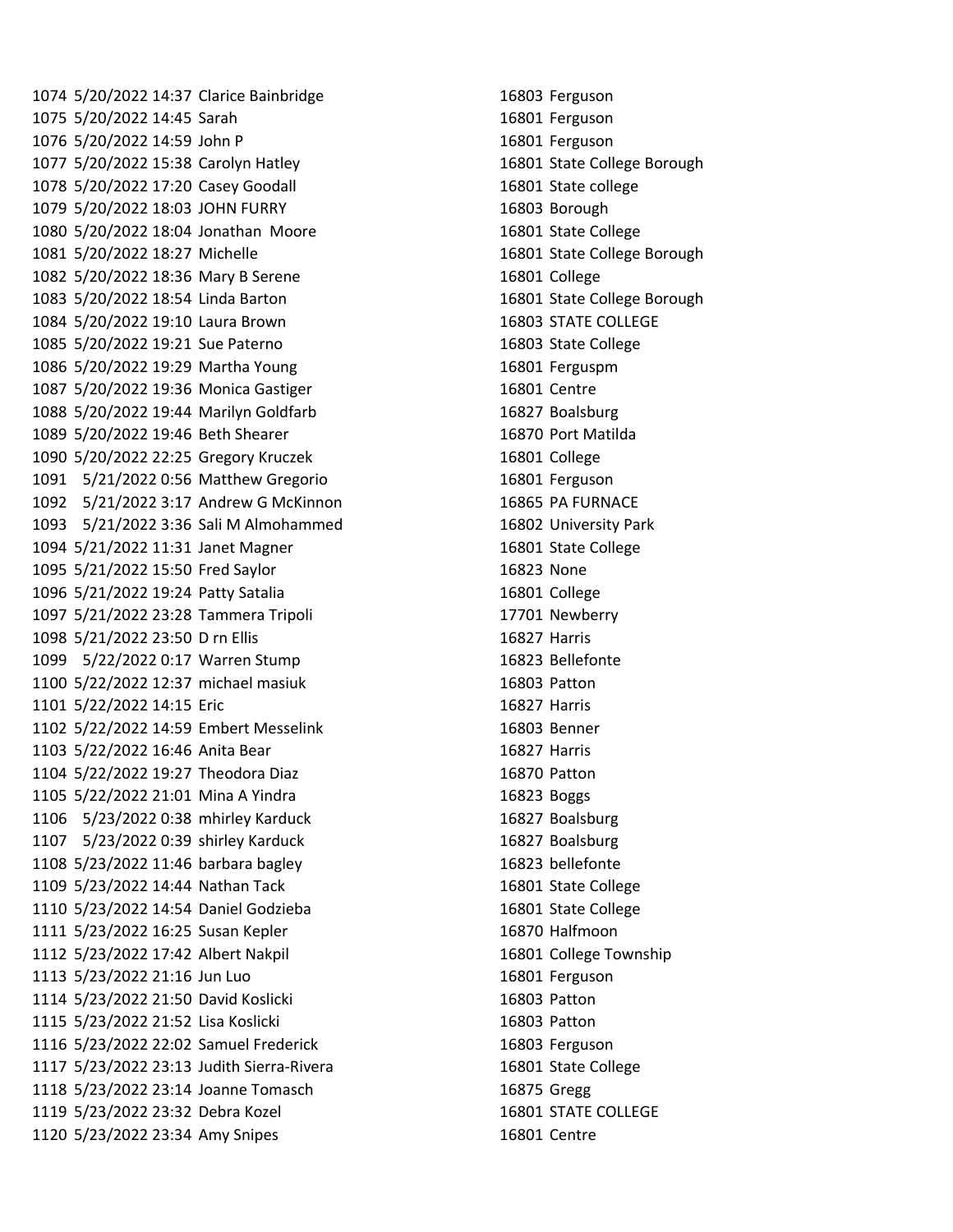| | | | | |
|---|---|---|---|---|
| 1074 | 5/20/2022 14:37 | Clarice Bainbridge | 16803 | Ferguson |
| 1075 | 5/20/2022 14:45 | Sarah | 16801 | Ferguson |
| 1076 | 5/20/2022 14:59 | John P | 16801 | Ferguson |
| 1077 | 5/20/2022 15:38 | Carolyn Hatley | 16801 | State College Borough |
| 1078 | 5/20/2022 17:20 | Casey Goodall | 16801 | State college |
| 1079 | 5/20/2022 18:03 | JOHN FURRY | 16803 | Borough |
| 1080 | 5/20/2022 18:04 | Jonathan Moore | 16801 | State College |
| 1081 | 5/20/2022 18:27 | Michelle | 16801 | State College Borough |
| 1082 | 5/20/2022 18:36 | Mary B Serene | 16801 | College |
| 1083 | 5/20/2022 18:54 | Linda Barton | 16801 | State College Borough |
| 1084 | 5/20/2022 19:10 | Laura Brown | 16803 | STATE COLLEGE |
| 1085 | 5/20/2022 19:21 | Sue Paterno | 16803 | State College |
| 1086 | 5/20/2022 19:29 | Martha Young | 16801 | Ferguspm |
| 1087 | 5/20/2022 19:36 | Monica Gastiger | 16801 | Centre |
| 1088 | 5/20/2022 19:44 | Marilyn Goldfarb | 16827 | Boalsburg |
| 1089 | 5/20/2022 19:46 | Beth Shearer | 16870 | Port Matilda |
| 1090 | 5/20/2022 22:25 | Gregory Kruczek | 16801 | College |
| 1091 | 5/21/2022 0:56 | Matthew Gregorio | 16801 | Ferguson |
| 1092 | 5/21/2022 3:17 | Andrew G McKinnon | 16865 | PA FURNACE |
| 1093 | 5/21/2022 3:36 | Sali M Almohammed | 16802 | University Park |
| 1094 | 5/21/2022 11:31 | Janet Magner | 16801 | State College |
| 1095 | 5/21/2022 15:50 | Fred Saylor | 16823 | None |
| 1096 | 5/21/2022 19:24 | Patty Satalia | 16801 | College |
| 1097 | 5/21/2022 23:28 | Tammera Tripoli | 17701 | Newberry |
| 1098 | 5/21/2022 23:50 | D rn Ellis | 16827 | Harris |
| 1099 | 5/22/2022 0:17 | Warren Stump | 16823 | Bellefonte |
| 1100 | 5/22/2022 12:37 | michael masiuk | 16803 | Patton |
| 1101 | 5/22/2022 14:15 | Eric | 16827 | Harris |
| 1102 | 5/22/2022 14:59 | Embert Messelink | 16803 | Benner |
| 1103 | 5/22/2022 16:46 | Anita Bear | 16827 | Harris |
| 1104 | 5/22/2022 19:27 | Theodora Diaz | 16870 | Patton |
| 1105 | 5/22/2022 21:01 | Mina A Yindra | 16823 | Boggs |
| 1106 | 5/23/2022 0:38 | mhirley Karduck | 16827 | Boalsburg |
| 1107 | 5/23/2022 0:39 | shirley Karduck | 16827 | Boalsburg |
| 1108 | 5/23/2022 11:46 | barbara bagley | 16823 | bellefonte |
| 1109 | 5/23/2022 14:44 | Nathan Tack | 16801 | State College |
| 1110 | 5/23/2022 14:54 | Daniel Godzieba | 16801 | State College |
| 1111 | 5/23/2022 16:25 | Susan Kepler | 16870 | Halfmoon |
| 1112 | 5/23/2022 17:42 | Albert Nakpil | 16801 | College Township |
| 1113 | 5/23/2022 21:16 | Jun Luo | 16801 | Ferguson |
| 1114 | 5/23/2022 21:50 | David Koslicki | 16803 | Patton |
| 1115 | 5/23/2022 21:52 | Lisa Koslicki | 16803 | Patton |
| 1116 | 5/23/2022 22:02 | Samuel Frederick | 16803 | Ferguson |
| 1117 | 5/23/2022 23:13 | Judith Sierra-Rivera | 16801 | State College |
| 1118 | 5/23/2022 23:14 | Joanne Tomasch | 16875 | Gregg |
| 1119 | 5/23/2022 23:32 | Debra Kozel | 16801 | STATE COLLEGE |
| 1120 | 5/23/2022 23:34 | Amy Snipes | 16801 | Centre |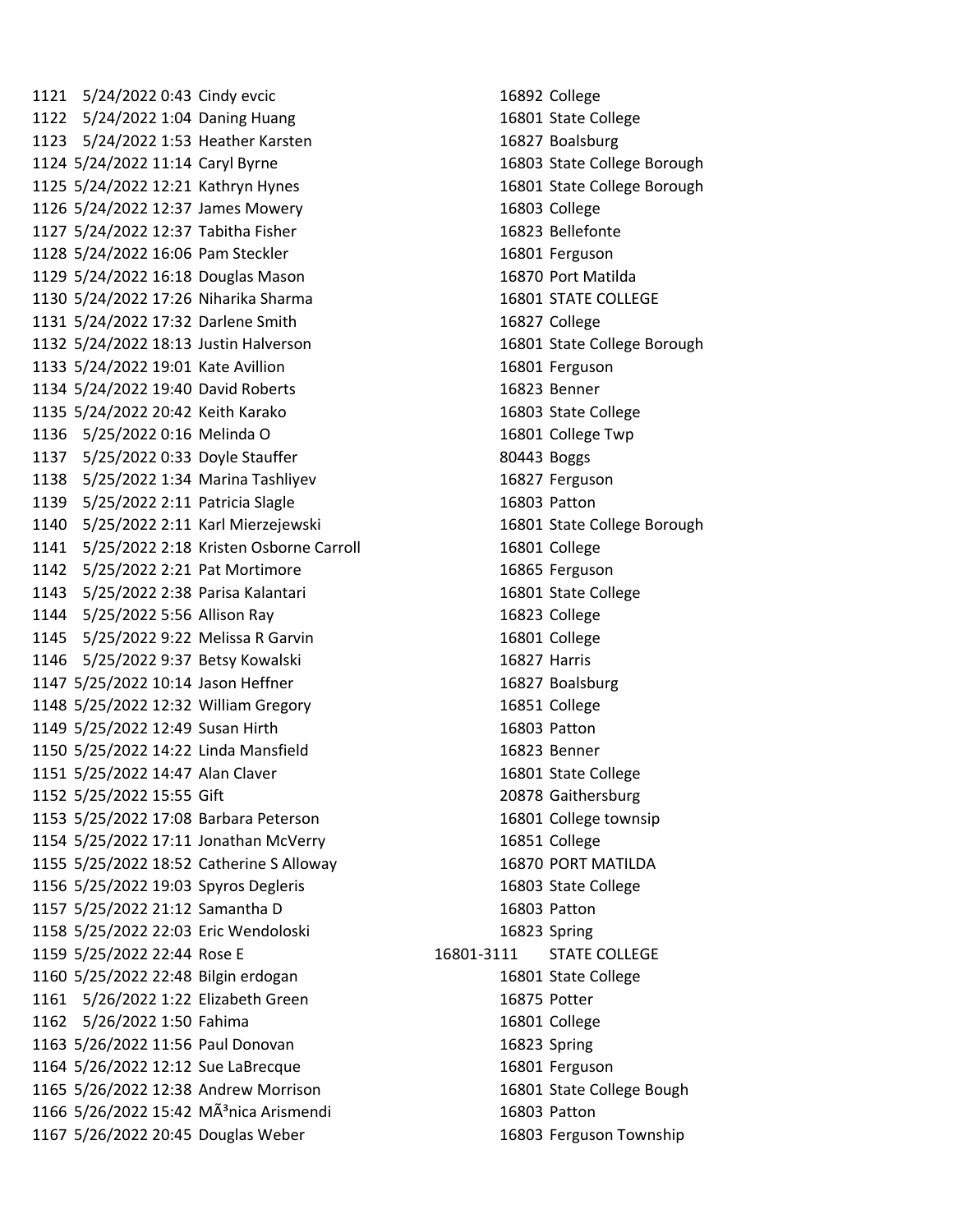| | | | | |
|---|---|---|---|---|
| 1121 | 5/24/2022 0:43 | Cindy evcic | 16892 | College |
| 1122 | 5/24/2022 1:04 | Daning Huang | 16801 | State College |
| 1123 | 5/24/2022 1:53 | Heather Karsten | 16827 | Boalsburg |
| 1124 | 5/24/2022 11:14 | Caryl Byrne | 16803 | State College Borough |
| 1125 | 5/24/2022 12:21 | Kathryn Hynes | 16801 | State College Borough |
| 1126 | 5/24/2022 12:37 | James Mowery | 16803 | College |
| 1127 | 5/24/2022 12:37 | Tabitha Fisher | 16823 | Bellefonte |
| 1128 | 5/24/2022 16:06 | Pam Steckler | 16801 | Ferguson |
| 1129 | 5/24/2022 16:18 | Douglas Mason | 16870 | Port Matilda |
| 1130 | 5/24/2022 17:26 | Niharika Sharma | 16801 | STATE COLLEGE |
| 1131 | 5/24/2022 17:32 | Darlene Smith | 16827 | College |
| 1132 | 5/24/2022 18:13 | Justin Halverson | 16801 | State College Borough |
| 1133 | 5/24/2022 19:01 | Kate Avillion | 16801 | Ferguson |
| 1134 | 5/24/2022 19:40 | David Roberts | 16823 | Benner |
| 1135 | 5/24/2022 20:42 | Keith Karako | 16803 | State College |
| 1136 | 5/25/2022 0:16 | Melinda O | 16801 | College Twp |
| 1137 | 5/25/2022 0:33 | Doyle Stauffer | 80443 | Boggs |
| 1138 | 5/25/2022 1:34 | Marina Tashliyev | 16827 | Ferguson |
| 1139 | 5/25/2022 2:11 | Patricia Slagle | 16803 | Patton |
| 1140 | 5/25/2022 2:11 | Karl Mierzejewski | 16801 | State College Borough |
| 1141 | 5/25/2022 2:18 | Kristen Osborne Carroll | 16801 | College |
| 1142 | 5/25/2022 2:21 | Pat Mortimore | 16865 | Ferguson |
| 1143 | 5/25/2022 2:38 | Parisa Kalantari | 16801 | State College |
| 1144 | 5/25/2022 5:56 | Allison Ray | 16823 | College |
| 1145 | 5/25/2022 9:22 | Melissa R Garvin | 16801 | College |
| 1146 | 5/25/2022 9:37 | Betsy Kowalski | 16827 | Harris |
| 1147 | 5/25/2022 10:14 | Jason Heffner | 16827 | Boalsburg |
| 1148 | 5/25/2022 12:32 | William Gregory | 16851 | College |
| 1149 | 5/25/2022 12:49 | Susan Hirth | 16803 | Patton |
| 1150 | 5/25/2022 14:22 | Linda Mansfield | 16823 | Benner |
| 1151 | 5/25/2022 14:47 | Alan Claver | 16801 | State College |
| 1152 | 5/25/2022 15:55 | Gift | 20878 | Gaithersburg |
| 1153 | 5/25/2022 17:08 | Barbara Peterson | 16801 | College townsip |
| 1154 | 5/25/2022 17:11 | Jonathan McVerry | 16851 | College |
| 1155 | 5/25/2022 18:52 | Catherine S Alloway | 16870 | PORT MATILDA |
| 1156 | 5/25/2022 19:03 | Spyros Degleris | 16803 | State College |
| 1157 | 5/25/2022 21:12 | Samantha D | 16803 | Patton |
| 1158 | 5/25/2022 22:03 | Eric Wendoloski | 16823 | Spring |
| 1159 | 5/25/2022 22:44 | Rose E | 16801-3111 | STATE COLLEGE |
| 1160 | 5/25/2022 22:48 | Bilgin erdogan | 16801 | State College |
| 1161 | 5/26/2022 1:22 | Elizabeth Green | 16875 | Potter |
| 1162 | 5/26/2022 1:50 | Fahima | 16801 | College |
| 1163 | 5/26/2022 11:56 | Paul Donovan | 16823 | Spring |
| 1164 | 5/26/2022 12:12 | Sue LaBrecque | 16801 | Ferguson |
| 1165 | 5/26/2022 12:38 | Andrew Morrison | 16801 | State College Bough |
| 1166 | 5/26/2022 15:42 | MÃ³nica Arismendi | 16803 | Patton |
| 1167 | 5/26/2022 20:45 | Douglas Weber | 16803 | Ferguson Township |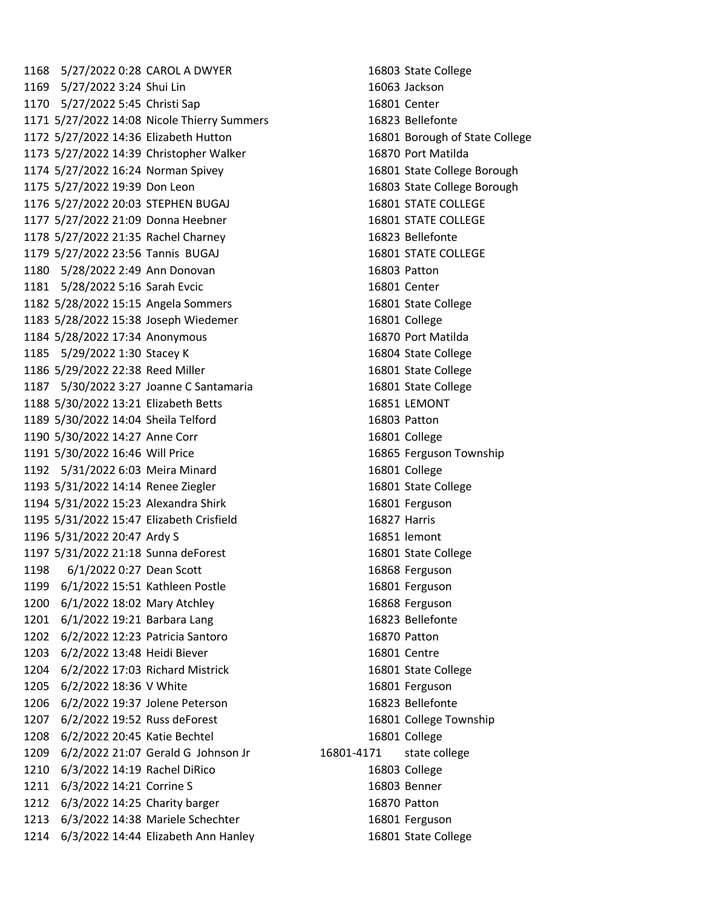| | | | | |
|---|---|---|---|---|
| 1168 | 5/27/2022 0:28 | CAROL A DWYER | 16803 | State College |
| 1169 | 5/27/2022 3:24 | Shui Lin | 16063 | Jackson |
| 1170 | 5/27/2022 5:45 | Christi Sap | 16801 | Center |
| 1171 | 5/27/2022 14:08 | Nicole Thierry Summers | 16823 | Bellefonte |
| 1172 | 5/27/2022 14:36 | Elizabeth Hutton | 16801 | Borough of State College |
| 1173 | 5/27/2022 14:39 | Christopher Walker | 16870 | Port Matilda |
| 1174 | 5/27/2022 16:24 | Norman Spivey | 16801 | State College Borough |
| 1175 | 5/27/2022 19:39 | Don Leon | 16803 | State College Borough |
| 1176 | 5/27/2022 20:03 | STEPHEN BUGAJ | 16801 | STATE COLLEGE |
| 1177 | 5/27/2022 21:09 | Donna Heebner | 16801 | STATE COLLEGE |
| 1178 | 5/27/2022 21:35 | Rachel Charney | 16823 | Bellefonte |
| 1179 | 5/27/2022 23:56 | Tannis BUGAJ | 16801 | STATE COLLEGE |
| 1180 | 5/28/2022 2:49 | Ann Donovan | 16803 | Patton |
| 1181 | 5/28/2022 5:16 | Sarah Evcic | 16801 | Center |
| 1182 | 5/28/2022 15:15 | Angela Sommers | 16801 | State College |
| 1183 | 5/28/2022 15:38 | Joseph Wiedemer | 16801 | College |
| 1184 | 5/28/2022 17:34 | Anonymous | 16870 | Port Matilda |
| 1185 | 5/29/2022 1:30 | Stacey K | 16804 | State College |
| 1186 | 5/29/2022 22:38 | Reed Miller | 16801 | State College |
| 1187 | 5/30/2022 3:27 | Joanne C Santamaria | 16801 | State College |
| 1188 | 5/30/2022 13:21 | Elizabeth Betts | 16851 | LEMONT |
| 1189 | 5/30/2022 14:04 | Sheila Telford | 16803 | Patton |
| 1190 | 5/30/2022 14:27 | Anne Corr | 16801 | College |
| 1191 | 5/30/2022 16:46 | Will Price | 16865 | Ferguson Township |
| 1192 | 5/31/2022 6:03 | Meira Minard | 16801 | College |
| 1193 | 5/31/2022 14:14 | Renee Ziegler | 16801 | State College |
| 1194 | 5/31/2022 15:23 | Alexandra Shirk | 16801 | Ferguson |
| 1195 | 5/31/2022 15:47 | Elizabeth Crisfield | 16827 | Harris |
| 1196 | 5/31/2022 20:47 | Ardy S | 16851 | lemont |
| 1197 | 5/31/2022 21:18 | Sunna deForest | 16801 | State College |
| 1198 | 6/1/2022 0:27 | Dean Scott | 16868 | Ferguson |
| 1199 | 6/1/2022 15:51 | Kathleen Postle | 16801 | Ferguson |
| 1200 | 6/1/2022 18:02 | Mary Atchley | 16868 | Ferguson |
| 1201 | 6/1/2022 19:21 | Barbara Lang | 16823 | Bellefonte |
| 1202 | 6/2/2022 12:23 | Patricia Santoro | 16870 | Patton |
| 1203 | 6/2/2022 13:48 | Heidi Biever | 16801 | Centre |
| 1204 | 6/2/2022 17:03 | Richard Mistrick | 16801 | State College |
| 1205 | 6/2/2022 18:36 | V White | 16801 | Ferguson |
| 1206 | 6/2/2022 19:37 | Jolene Peterson | 16823 | Bellefonte |
| 1207 | 6/2/2022 19:52 | Russ deForest | 16801 | College Township |
| 1208 | 6/2/2022 20:45 | Katie Bechtel | 16801 | College |
| 1209 | 6/2/2022 21:07 | Gerald G Johnson Jr | 16801-4171 | state college |
| 1210 | 6/3/2022 14:19 | Rachel DiRico | 16803 | College |
| 1211 | 6/3/2022 14:21 | Corrine S | 16803 | Benner |
| 1212 | 6/3/2022 14:25 | Charity barger | 16870 | Patton |
| 1213 | 6/3/2022 14:38 | Mariele Schechter | 16801 | Ferguson |
| 1214 | 6/3/2022 14:44 | Elizabeth Ann Hanley | 16801 | State College |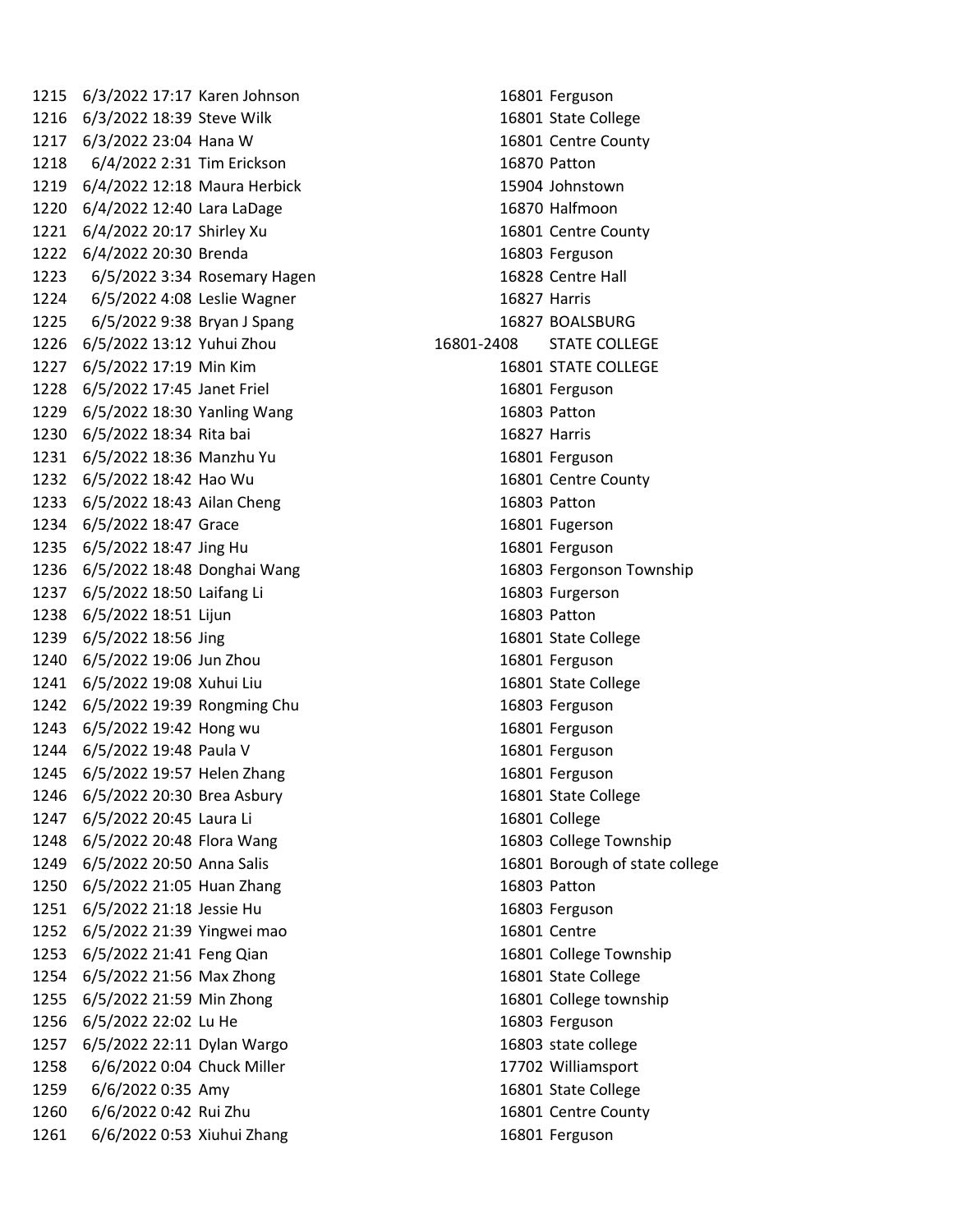| | | | | |
|---|---|---|---|---|
| 1215 | 6/3/2022 17:17 | Karen Johnson | 16801 | Ferguson |
| 1216 | 6/3/2022 18:39 | Steve Wilk | 16801 | State College |
| 1217 | 6/3/2022 23:04 | Hana W | 16801 | Centre County |
| 1218 | 6/4/2022 2:31 | Tim Erickson | 16870 | Patton |
| 1219 | 6/4/2022 12:18 | Maura Herbick | 15904 | Johnstown |
| 1220 | 6/4/2022 12:40 | Lara LaDage | 16870 | Halfmoon |
| 1221 | 6/4/2022 20:17 | Shirley Xu | 16801 | Centre County |
| 1222 | 6/4/2022 20:30 | Brenda | 16803 | Ferguson |
| 1223 | 6/5/2022 3:34 | Rosemary Hagen | 16828 | Centre Hall |
| 1224 | 6/5/2022 4:08 | Leslie Wagner | 16827 | Harris |
| 1225 | 6/5/2022 9:38 | Bryan J Spang | 16827 | BOALSBURG |
| 1226 | 6/5/2022 13:12 | Yuhui Zhou | 16801-2408 | STATE COLLEGE |
| 1227 | 6/5/2022 17:19 | Min Kim | 16801 | STATE COLLEGE |
| 1228 | 6/5/2022 17:45 | Janet Friel | 16801 | Ferguson |
| 1229 | 6/5/2022 18:30 | Yanling Wang | 16803 | Patton |
| 1230 | 6/5/2022 18:34 | Rita bai | 16827 | Harris |
| 1231 | 6/5/2022 18:36 | Manzhu Yu | 16801 | Ferguson |
| 1232 | 6/5/2022 18:42 | Hao Wu | 16801 | Centre County |
| 1233 | 6/5/2022 18:43 | Ailan Cheng | 16803 | Patton |
| 1234 | 6/5/2022 18:47 | Grace | 16801 | Fugerson |
| 1235 | 6/5/2022 18:47 | Jing Hu | 16801 | Ferguson |
| 1236 | 6/5/2022 18:48 | Donghai Wang | 16803 | Fergonson Township |
| 1237 | 6/5/2022 18:50 | Laifang Li | 16803 | Furgerson |
| 1238 | 6/5/2022 18:51 | Lijun | 16803 | Patton |
| 1239 | 6/5/2022 18:56 | Jing | 16801 | State College |
| 1240 | 6/5/2022 19:06 | Jun Zhou | 16801 | Ferguson |
| 1241 | 6/5/2022 19:08 | Xuhui Liu | 16801 | State College |
| 1242 | 6/5/2022 19:39 | Rongming Chu | 16803 | Ferguson |
| 1243 | 6/5/2022 19:42 | Hong wu | 16801 | Ferguson |
| 1244 | 6/5/2022 19:48 | Paula V | 16801 | Ferguson |
| 1245 | 6/5/2022 19:57 | Helen Zhang | 16801 | Ferguson |
| 1246 | 6/5/2022 20:30 | Brea Asbury | 16801 | State College |
| 1247 | 6/5/2022 20:45 | Laura Li | 16801 | College |
| 1248 | 6/5/2022 20:48 | Flora Wang | 16803 | College Township |
| 1249 | 6/5/2022 20:50 | Anna Salis | 16801 | Borough of state college |
| 1250 | 6/5/2022 21:05 | Huan Zhang | 16803 | Patton |
| 1251 | 6/5/2022 21:18 | Jessie Hu | 16803 | Ferguson |
| 1252 | 6/5/2022 21:39 | Yingwei mao | 16801 | Centre |
| 1253 | 6/5/2022 21:41 | Feng Qian | 16801 | College Township |
| 1254 | 6/5/2022 21:56 | Max Zhong | 16801 | State College |
| 1255 | 6/5/2022 21:59 | Min Zhong | 16801 | College township |
| 1256 | 6/5/2022 22:02 | Lu He | 16803 | Ferguson |
| 1257 | 6/5/2022 22:11 | Dylan Wargo | 16803 | state college |
| 1258 | 6/6/2022 0:04 | Chuck Miller | 17702 | Williamsport |
| 1259 | 6/6/2022 0:35 | Amy | 16801 | State College |
| 1260 | 6/6/2022 0:42 | Rui Zhu | 16801 | Centre County |
| 1261 | 6/6/2022 0:53 | Xiuhui Zhang | 16801 | Ferguson |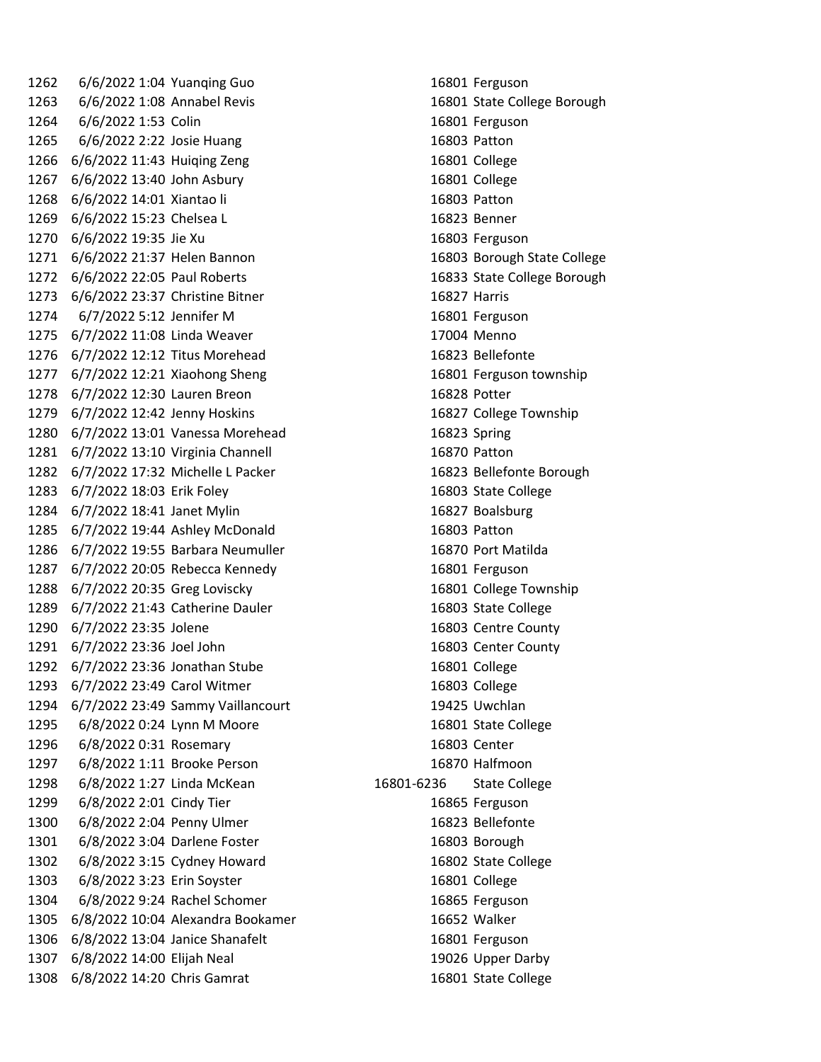| | | | | |
|---|---|---|---|---|
| 1262 | 6/6/2022 1:04 | Yuanqing Guo | 16801 | Ferguson |
| 1263 | 6/6/2022 1:08 | Annabel Revis | 16801 | State College Borough |
| 1264 | 6/6/2022 1:53 | Colin | 16801 | Ferguson |
| 1265 | 6/6/2022 2:22 | Josie Huang | 16803 | Patton |
| 1266 | 6/6/2022 11:43 | Huiqing Zeng | 16801 | College |
| 1267 | 6/6/2022 13:40 | John Asbury | 16801 | College |
| 1268 | 6/6/2022 14:01 | Xiantao li | 16803 | Patton |
| 1269 | 6/6/2022 15:23 | Chelsea L | 16823 | Benner |
| 1270 | 6/6/2022 19:35 | Jie Xu | 16803 | Ferguson |
| 1271 | 6/6/2022 21:37 | Helen Bannon | 16803 | Borough State College |
| 1272 | 6/6/2022 22:05 | Paul Roberts | 16833 | State College Borough |
| 1273 | 6/6/2022 23:37 | Christine Bitner | 16827 | Harris |
| 1274 | 6/7/2022 5:12 | Jennifer M | 16801 | Ferguson |
| 1275 | 6/7/2022 11:08 | Linda Weaver | 17004 | Menno |
| 1276 | 6/7/2022 12:12 | Titus Morehead | 16823 | Bellefonte |
| 1277 | 6/7/2022 12:21 | Xiaohong Sheng | 16801 | Ferguson township |
| 1278 | 6/7/2022 12:30 | Lauren Breon | 16828 | Potter |
| 1279 | 6/7/2022 12:42 | Jenny Hoskins | 16827 | College Township |
| 1280 | 6/7/2022 13:01 | Vanessa Morehead | 16823 | Spring |
| 1281 | 6/7/2022 13:10 | Virginia Channell | 16870 | Patton |
| 1282 | 6/7/2022 17:32 | Michelle L Packer | 16823 | Bellefonte Borough |
| 1283 | 6/7/2022 18:03 | Erik Foley | 16803 | State College |
| 1284 | 6/7/2022 18:41 | Janet Mylin | 16827 | Boalsburg |
| 1285 | 6/7/2022 19:44 | Ashley McDonald | 16803 | Patton |
| 1286 | 6/7/2022 19:55 | Barbara Neumuller | 16870 | Port Matilda |
| 1287 | 6/7/2022 20:05 | Rebecca Kennedy | 16801 | Ferguson |
| 1288 | 6/7/2022 20:35 | Greg Loviscky | 16801 | College Township |
| 1289 | 6/7/2022 21:43 | Catherine Dauler | 16803 | State College |
| 1290 | 6/7/2022 23:35 | Jolene | 16803 | Centre County |
| 1291 | 6/7/2022 23:36 | Joel John | 16803 | Center County |
| 1292 | 6/7/2022 23:36 | Jonathan Stube | 16801 | College |
| 1293 | 6/7/2022 23:49 | Carol Witmer | 16803 | College |
| 1294 | 6/7/2022 23:49 | Sammy Vaillancourt | 19425 | Uwchlan |
| 1295 | 6/8/2022 0:24 | Lynn M Moore | 16801 | State College |
| 1296 | 6/8/2022 0:31 | Rosemary | 16803 | Center |
| 1297 | 6/8/2022 1:11 | Brooke Person | 16870 | Halfmoon |
| 1298 | 6/8/2022 1:27 | Linda McKean | 16801-6236 | State College |
| 1299 | 6/8/2022 2:01 | Cindy Tier | 16865 | Ferguson |
| 1300 | 6/8/2022 2:04 | Penny Ulmer | 16823 | Bellefonte |
| 1301 | 6/8/2022 3:04 | Darlene Foster | 16803 | Borough |
| 1302 | 6/8/2022 3:15 | Cydney Howard | 16802 | State College |
| 1303 | 6/8/2022 3:23 | Erin Soyster | 16801 | College |
| 1304 | 6/8/2022 9:24 | Rachel Schomer | 16865 | Ferguson |
| 1305 | 6/8/2022 10:04 | Alexandra Bookamer | 16652 | Walker |
| 1306 | 6/8/2022 13:04 | Janice Shanafelt | 16801 | Ferguson |
| 1307 | 6/8/2022 14:00 | Elijah Neal | 19026 | Upper Darby |
| 1308 | 6/8/2022 14:20 | Chris Gamrat | 16801 | State College |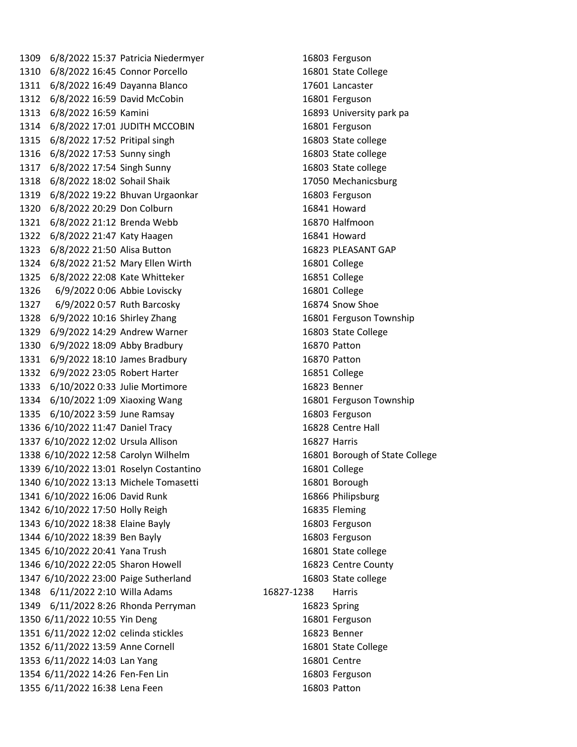| | | | | |
|---|---|---|---|---|
| 1309 | 6/8/2022 15:37 | Patricia Niedermyer | 16803 | Ferguson |
| 1310 | 6/8/2022 16:45 | Connor Porcello | 16801 | State College |
| 1311 | 6/8/2022 16:49 | Dayanna Blanco | 17601 | Lancaster |
| 1312 | 6/8/2022 16:59 | David McCobin | 16801 | Ferguson |
| 1313 | 6/8/2022 16:59 | Kamini | 16893 | University park pa |
| 1314 | 6/8/2022 17:01 | JUDITH MCCOBIN | 16801 | Ferguson |
| 1315 | 6/8/2022 17:52 | Pritipal singh | 16803 | State college |
| 1316 | 6/8/2022 17:53 | Sunny singh | 16803 | State college |
| 1317 | 6/8/2022 17:54 | Singh Sunny | 16803 | State college |
| 1318 | 6/8/2022 18:02 | Sohail Shaik | 17050 | Mechanicsburg |
| 1319 | 6/8/2022 19:22 | Bhuvan Urgaonkar | 16803 | Ferguson |
| 1320 | 6/8/2022 20:29 | Don Colburn | 16841 | Howard |
| 1321 | 6/8/2022 21:12 | Brenda Webb | 16870 | Halfmoon |
| 1322 | 6/8/2022 21:47 | Katy Haagen | 16841 | Howard |
| 1323 | 6/8/2022 21:50 | Alisa Button | 16823 | PLEASANT GAP |
| 1324 | 6/8/2022 21:52 | Mary Ellen Wirth | 16801 | College |
| 1325 | 6/8/2022 22:08 | Kate Whitteker | 16851 | College |
| 1326 | 6/9/2022 0:06 | Abbie Loviscky | 16801 | College |
| 1327 | 6/9/2022 0:57 | Ruth Barcosky | 16874 | Snow Shoe |
| 1328 | 6/9/2022 10:16 | Shirley Zhang | 16801 | Ferguson Township |
| 1329 | 6/9/2022 14:29 | Andrew Warner | 16803 | State College |
| 1330 | 6/9/2022 18:09 | Abby Bradbury | 16870 | Patton |
| 1331 | 6/9/2022 18:10 | James Bradbury | 16870 | Patton |
| 1332 | 6/9/2022 23:05 | Robert Harter | 16851 | College |
| 1333 | 6/10/2022 0:33 | Julie Mortimore | 16823 | Benner |
| 1334 | 6/10/2022 1:09 | Xiaoxing Wang | 16801 | Ferguson Township |
| 1335 | 6/10/2022 3:59 | June Ramsay | 16803 | Ferguson |
| 1336 | 6/10/2022 11:47 | Daniel Tracy | 16828 | Centre Hall |
| 1337 | 6/10/2022 12:02 | Ursula Allison | 16827 | Harris |
| 1338 | 6/10/2022 12:58 | Carolyn Wilhelm | 16801 | Borough of State College |
| 1339 | 6/10/2022 13:01 | Roselyn Costantino | 16801 | College |
| 1340 | 6/10/2022 13:13 | Michele Tomasetti | 16801 | Borough |
| 1341 | 6/10/2022 16:06 | David Runk | 16866 | Philipsburg |
| 1342 | 6/10/2022 17:50 | Holly Reigh | 16835 | Fleming |
| 1343 | 6/10/2022 18:38 | Elaine Bayly | 16803 | Ferguson |
| 1344 | 6/10/2022 18:39 | Ben Bayly | 16803 | Ferguson |
| 1345 | 6/10/2022 20:41 | Yana Trush | 16801 | State college |
| 1346 | 6/10/2022 22:05 | Sharon Howell | 16823 | Centre County |
| 1347 | 6/10/2022 23:00 | Paige Sutherland | 16803 | State college |
| 1348 | 6/11/2022 2:10 | Willa Adams | 16827-1238 | Harris |
| 1349 | 6/11/2022 8:26 | Rhonda Perryman | 16823 | Spring |
| 1350 | 6/11/2022 10:55 | Yin Deng | 16801 | Ferguson |
| 1351 | 6/11/2022 12:02 | celinda stickles | 16823 | Benner |
| 1352 | 6/11/2022 13:59 | Anne Cornell | 16801 | State College |
| 1353 | 6/11/2022 14:03 | Lan Yang | 16801 | Centre |
| 1354 | 6/11/2022 14:26 | Fen-Fen Lin | 16803 | Ferguson |
| 1355 | 6/11/2022 16:38 | Lena Feen | 16803 | Patton |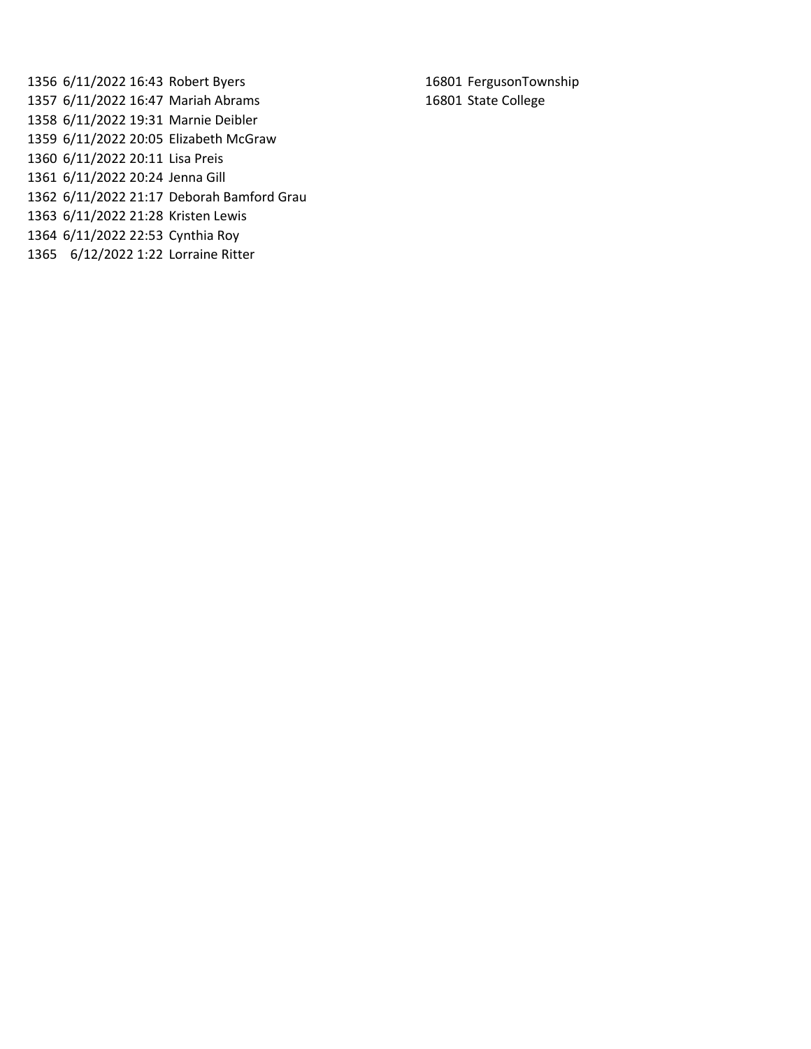| | | | | |
|---|---|---|---|---|
| 1356 | 6/11/2022 16:43 | Robert Byers | 16801 | FergusonTownship |
| 1357 | 6/11/2022 16:47 | Mariah Abrams | 16801 | State College |
| 1358 | 6/11/2022 19:31 | Marnie Deibler | | |
| 1359 | 6/11/2022 20:05 | Elizabeth McGraw | | |
| 1360 | 6/11/2022 20:11 | Lisa Preis | | |
| 1361 | 6/11/2022 20:24 | Jenna Gill | | |
| 1362 | 6/11/2022 21:17 | Deborah Bamford Grau | | |
| 1363 | 6/11/2022 21:28 | Kristen Lewis | | |
| 1364 | 6/11/2022 22:53 | Cynthia Roy | | |
| 1365 | 6/12/2022 1:22 | Lorraine Ritter | | |